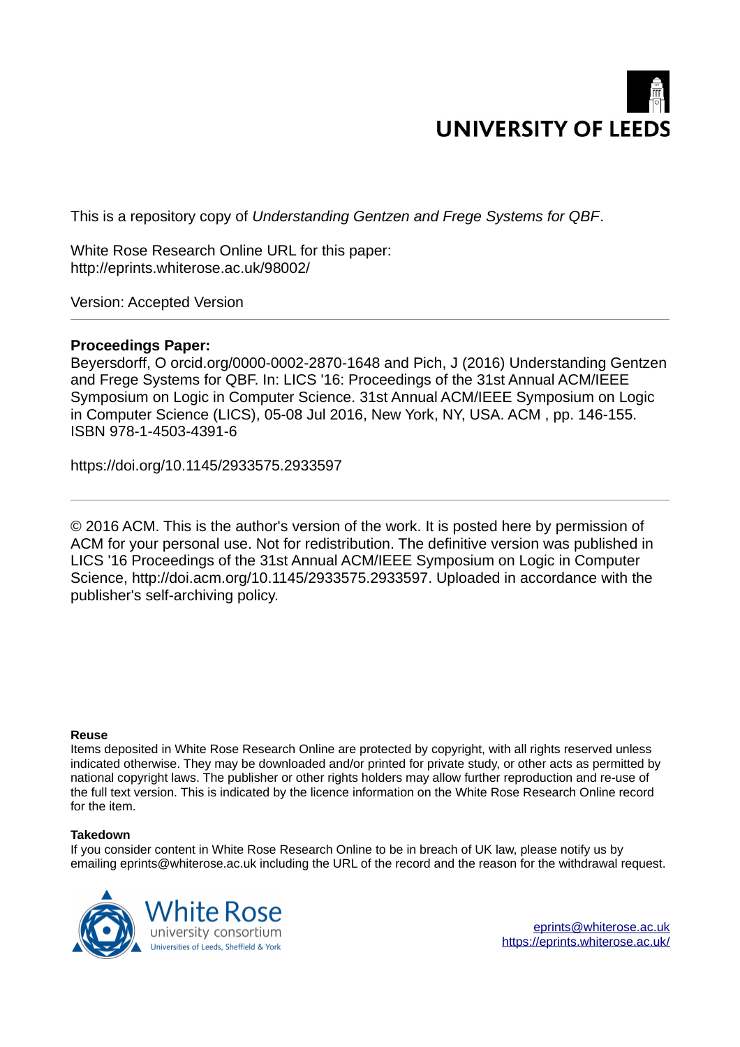UNIVERSITY OF LEEDS

This is a repository copy of *Understanding Gentzen and Frege Systems for QBF*.

White Rose Research Online URL for this paper:
http://eprints.whiterose.ac.uk/98002/

Version: Accepted Version

---

**Proceedings Paper:**
Beyersdorff, O orcid.org/0000-0002-2870-1648 and Pich, J (2016) Understanding Gentzen and Frege Systems for QBF. In: LICS '16: Proceedings of the 31st Annual ACM/IEEE Symposium on Logic in Computer Science. 31st Annual ACM/IEEE Symposium on Logic in Computer Science (LICS), 05-08 Jul 2016, New York, NY, USA. ACM , pp. 146-155. ISBN 978-1-4503-4391-6

https://doi.org/10.1145/2933575.2933597

---

© 2016 ACM. This is the author's version of the work. It is posted here by permission of ACM for your personal use. Not for redistribution. The definitive version was published in LICS '16 Proceedings of the 31st Annual ACM/IEEE Symposium on Logic in Computer Science, http://doi.acm.org/10.1145/2933575.2933597. Uploaded in accordance with the publisher's self-archiving policy.

**Reuse**
Items deposited in White Rose Research Online are protected by copyright, with all rights reserved unless indicated otherwise. They may be downloaded and/or printed for private study, or other acts as permitted by national copyright laws. The publisher or other rights holders may allow further reproduction and re-use of the full text version. This is indicated by the licence information on the White Rose Research Online record for the item.

**Takedown**
If you consider content in White Rose Research Online to be in breach of UK law, please notify us by emailing eprints@whiterose.ac.uk including the URL of the record and the reason for the withdrawal request.

White Rose university consortium
Universities of Leeds, Sheffield & York

eprints@whiterose.ac.uk
https://eprints.whiterose.ac.uk/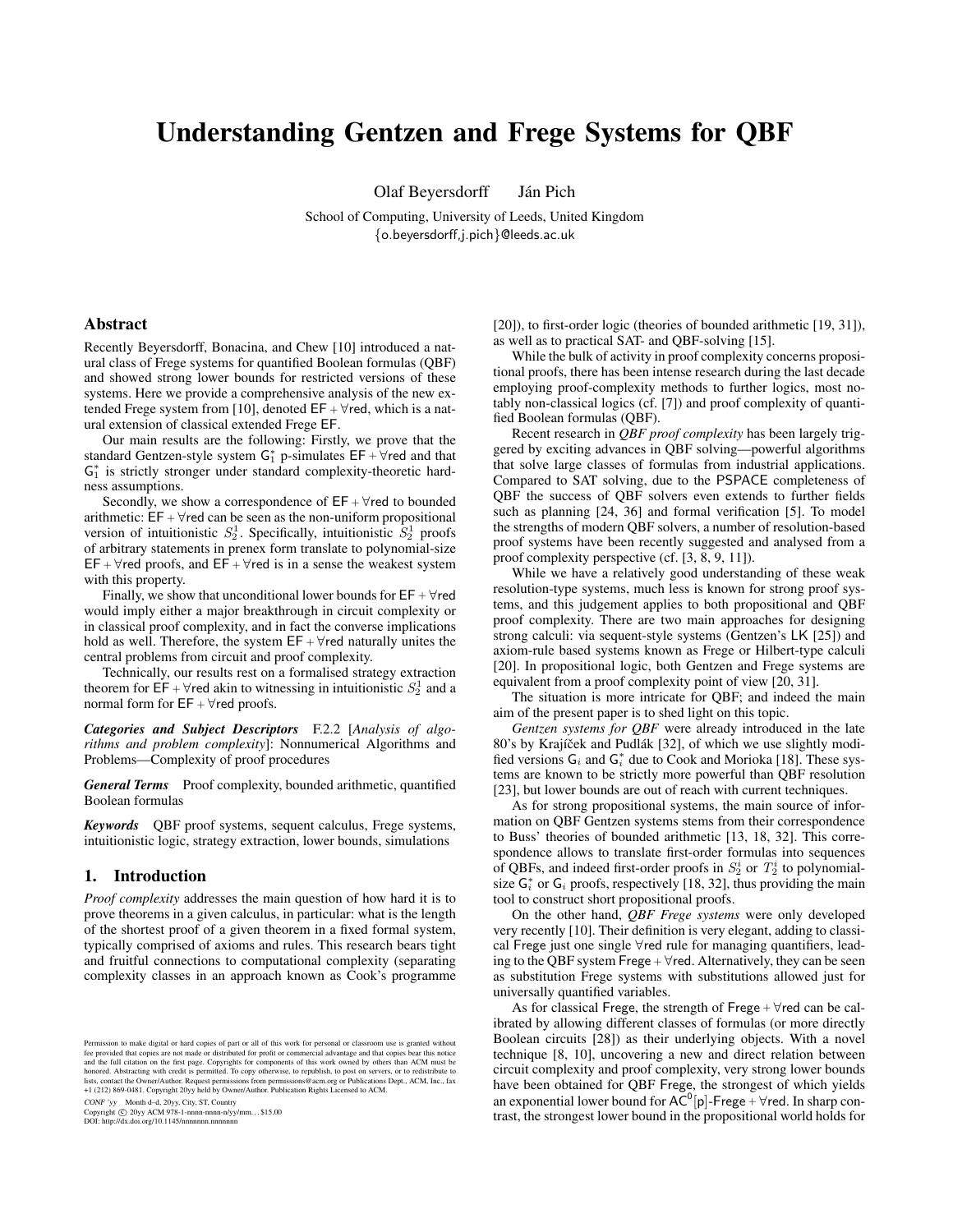# Understanding Gentzen and Frege Systems for QBF

Olaf Beyersdorff  Ján Pich

School of Computing, University of Leeds, United Kingdom
{o.beyersdorff,j.pich}@leeds.ac.uk

## Abstract

Recently Beyersdorff, Bonacina, and Chew [10] introduced a natural class of Frege systems for quantified Boolean formulas (QBF) and showed strong lower bounds for restricted versions of these systems. Here we provide a comprehensive analysis of the new extended Frege system from [10], denoted $\mathsf{EF}+\forall\mathsf{red}$, which is a natural extension of classical extended Frege $\mathsf{EF}$.

Our main results are the following: Firstly, we prove that the standard Gentzen-style system $\mathsf{G}_1^*$ p-simulates $\mathsf{EF}+\forall\mathsf{red}$ and that $\mathsf{G}_1^*$ is strictly stronger under standard complexity-theoretic hardness assumptions.

Secondly, we show a correspondence of $\mathsf{EF}+\forall\mathsf{red}$ to bounded arithmetic: $\mathsf{EF}+\forall\mathsf{red}$ can be seen as the non-uniform propositional version of intuitionistic $S^1_2$. Specifically, intuitionistic $S^1_2$ proofs of arbitrary statements in prenex form translate to polynomial-size $\mathsf{EF}+\forall\mathsf{red}$ proofs, and $\mathsf{EF}+\forall\mathsf{red}$ is in a sense the weakest system with this property.

Finally, we show that unconditional lower bounds for $\mathsf{EF}+\forall\mathsf{red}$ would imply either a major breakthrough in circuit complexity or in classical proof complexity, and in fact the converse implications hold as well. Therefore, the system $\mathsf{EF}+\forall\mathsf{red}$ naturally unites the central problems from circuit and proof complexity.

Technically, our results rest on a formalised strategy extraction theorem for $\mathsf{EF}+\forall\mathsf{red}$ akin to witnessing in intuitionistic $S^1_2$ and a normal form for $\mathsf{EF}+\forall\mathsf{red}$ proofs.

***Categories and Subject Descriptors*** F.2.2 [*Analysis of algorithms and problem complexity*]: Nonnumerical Algorithms and Problems—Complexity of proof procedures

***General Terms*** Proof complexity, bounded arithmetic, quantified Boolean formulas

***Keywords*** QBF proof systems, sequent calculus, Frege systems, intuitionistic logic, strategy extraction, lower bounds, simulations

## 1. Introduction

*Proof complexity* addresses the main question of how hard it is to prove theorems in a given calculus, in particular: what is the length of the shortest proof of a given theorem in a fixed formal system, typically comprised of axioms and rules. This research bears tight and fruitful connections to computational complexity (separating complexity classes in an approach known as Cook's programme [20]), to first-order logic (theories of bounded arithmetic [19, 31]), as well as to practical SAT- and QBF-solving [15].

While the bulk of activity in proof complexity concerns propositional proofs, there has been intense research during the last decade employing proof-complexity methods to further logics, most notably non-classical logics (cf. [7]) and proof complexity of quantified Boolean formulas (QBF).

Recent research in *QBF proof complexity* has been largely triggered by exciting advances in QBF solving—powerful algorithms that solve large classes of formulas from industrial applications. Compared to SAT solving, due to the $\mathsf{PSPACE}$ completeness of QBF the success of QBF solvers even extends to further fields such as planning [24, 36] and formal verification [5]. To model the strengths of modern QBF solvers, a number of resolution-based proof systems have been recently suggested and analysed from a proof complexity perspective (cf. [3, 8, 9, 11]).

While we have a relatively good understanding of these weak resolution-type systems, much less is known for strong proof systems, and this judgement applies to both propositional and QBF proof complexity. There are two main approaches for designing strong calculi: via sequent-style systems (Gentzen's $\mathsf{LK}$ [25]) and axiom-rule based systems known as Frege or Hilbert-type calculi [20]. In propositional logic, both Gentzen and Frege systems are equivalent from a proof complexity point of view [20, 31].

The situation is more intricate for QBF; and indeed the main aim of the present paper is to shed light on this topic.

*Gentzen systems for QBF* were already introduced in the late 80's by Krajíček and Pudlák [32], of which we use slightly modified versions $\mathsf{G}_i$ and $\mathsf{G}_i^*$ due to Cook and Morioka [18]. These systems are known to be strictly more powerful than QBF resolution [23], but lower bounds are out of reach with current techniques.

As for strong propositional systems, the main source of information on QBF Gentzen systems stems from their correspondence to Buss' theories of bounded arithmetic [13, 18, 32]. This correspondence allows to translate first-order formulas into sequences of QBFs, and indeed first-order proofs in $S^i_2$ or $T^i_2$ to polynomial-size $\mathsf{G}_i^*$ or $\mathsf{G}_i$ proofs, respectively [18, 32], thus providing the main tool to construct short propositional proofs.

On the other hand, *QBF Frege systems* were only developed very recently [10]. Their definition is very elegant, adding to classical Frege just one single $\forall\mathsf{red}$ rule for managing quantifiers, leading to the QBF system $\mathsf{Frege}+\forall\mathsf{red}$. Alternatively, they can be seen as substitution Frege systems with substitutions allowed just for universally quantified variables.

As for classical Frege, the strength of $\mathsf{Frege}+\forall\mathsf{red}$ can be calibrated by allowing different classes of formulas (or more directly Boolean circuits [28]) as their underlying objects. With a novel technique [8, 10], uncovering a new and direct relation between circuit complexity and proof complexity, very strong lower bounds have been obtained for QBF Frege, the strongest of which yields an exponential lower bound for $\mathsf{AC}^0[p]$-$\mathsf{Frege}+\forall\mathsf{red}$. In sharp contrast, the strongest lower bound in the propositional world holds for

Permission to make digital or hard copies of part or all of this work for personal or classroom use is granted without fee provided that copies are not made or distributed for profit or commercial advantage and that copies bear this notice and the full citation on the first page. Copyrights for components of this work owned by others than ACM must be honored. Abstracting with credit is permitted. To copy otherwise, to republish, to post on servers, or to redistribute to lists, contact the Owner/Author. Request permissions from permissions@acm.org or Publications Dept., ACM, Inc., fax +1 (212) 869-0481. Copyright 20yy held by Owner/Author. Publication Rights Licensed to ACM.

CONF 'yy Month d–d, 20yy, City, ST, Country
Copyright © 20yy ACM 978-1-nnnn-nnnn-n/yy/mm. . . $15.00
DOI: http://dx.doi.org/10.1145/nnnnnnn.nnnnnnn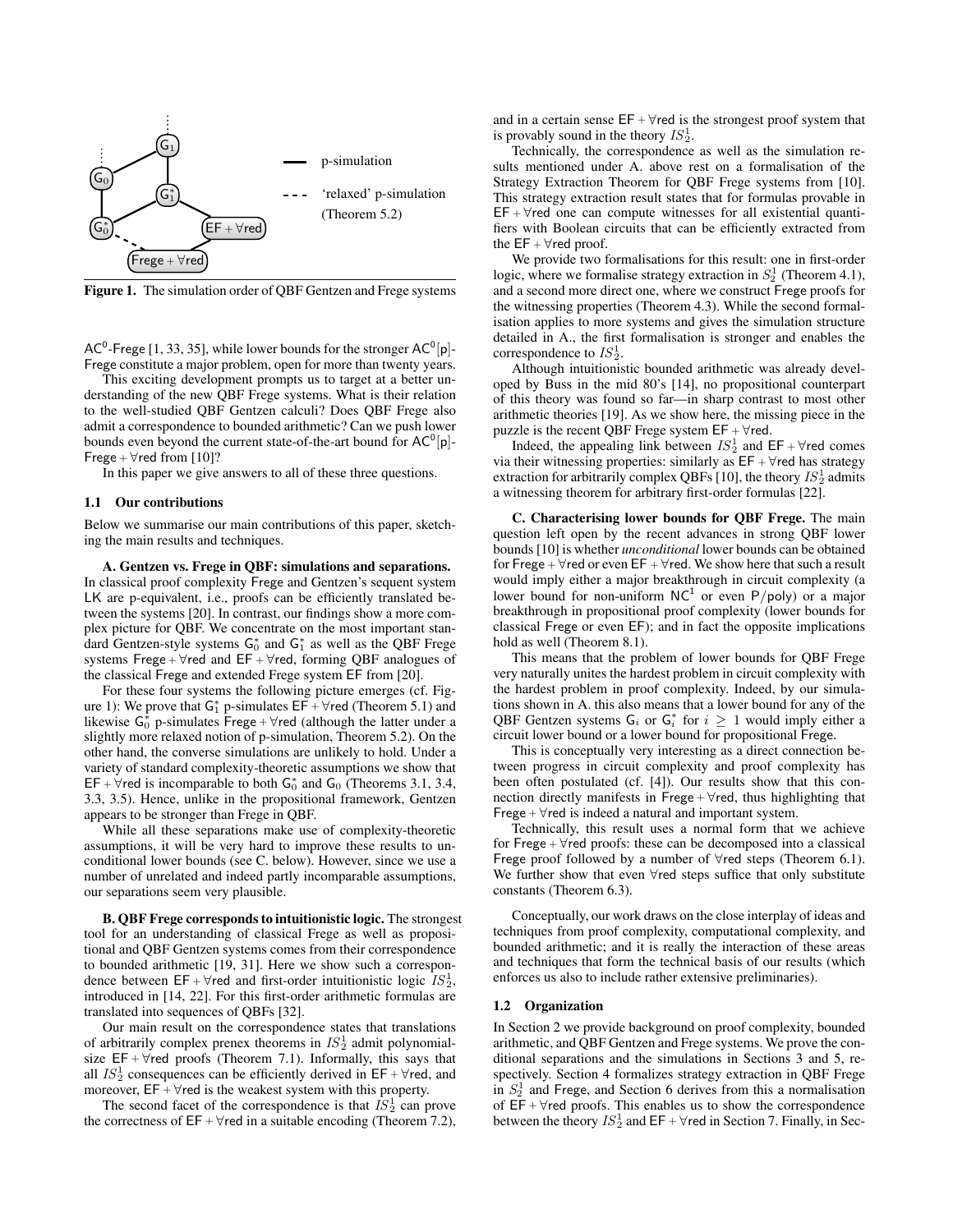**Figure 1.** The simulation order of QBF Gentzen and Frege systems

$\mathsf{AC}^0$-Frege [1, 33, 35], while lower bounds for the stronger $\mathsf{AC}^0[p]$-Frege constitute a major problem, open for more than twenty years.

This exciting development prompts us to target at a better understanding of the new QBF Frege systems. What is their relation to the well-studied QBF Gentzen calculi? Does QBF Frege also admit a correspondence to bounded arithmetic? Can we push lower bounds even beyond the current state-of-the-art bound for $\mathsf{AC}^0[p]$-Frege + $\forall$red from [10]?

In this paper we give answers to all of these three questions.

### 1.1 Our contributions

Below we summarise our main contributions of this paper, sketching the main results and techniques.

**A. Gentzen vs. Frege in QBF: simulations and separations.** In classical proof complexity Frege and Gentzen's sequent system LK are p-equivalent, i.e., proofs can be efficiently translated between the systems [20]. In contrast, our findings show a more complex picture for QBF. We concentrate on the most important standard Gentzen-style systems $\mathsf{G}_0^*$ and $\mathsf{G}_1^*$ as well as the QBF Frege systems Frege + $\forall$red and EF + $\forall$red, forming QBF analogues of the classical Frege and extended Frege system EF from [20].

For these four systems the following picture emerges (cf. Figure 1): We prove that $\mathsf{G}_1^*$ p-simulates EF + $\forall$red (Theorem 5.1) and likewise $\mathsf{G}_0^*$ p-simulates Frege + $\forall$red (although the latter under a slightly more relaxed notion of p-simulation, Theorem 5.2). On the other hand, the converse simulations are unlikely to hold. Under a variety of standard complexity-theoretic assumptions we show that EF + $\forall$red is incomparable to both $\mathsf{G}_0^*$ and $\mathsf{G}_0$ (Theorems 3.1, 3.4, 3.3, 3.5). Hence, unlike in the propositional framework, Gentzen appears to be stronger than Frege in QBF.

While all these separations make use of complexity-theoretic assumptions, it will be very hard to improve these results to unconditional lower bounds (see C. below). However, since we use a number of unrelated and indeed partly incomparable assumptions, our separations seem very plausible.

**B. QBF Frege corresponds to intuitionistic logic.** The strongest tool for an understanding of classical Frege as well as propositional and QBF Gentzen systems comes from their correspondence to bounded arithmetic [19, 31]. Here we show such a correspondence between EF + $\forall$red and first-order intuitionistic logic $IS_2^1$, introduced in [14, 22]. For this first-order arithmetic formulas are translated into sequences of QBFs [32].

Our main result on the correspondence states that translations of arbitrarily complex prenex theorems in $IS_2^1$ admit polynomial-size EF + $\forall$red proofs (Theorem 7.1). Informally, this says that all $IS_2^1$ consequences can be efficiently derived in EF + $\forall$red, and moreover, EF + $\forall$red is the weakest system with this property.

The second facet of the correspondence is that $IS_2^1$ can prove the correctness of EF + $\forall$red in a suitable encoding (Theorem 7.2), and in a certain sense EF + $\forall$red is the strongest proof system that is provably sound in the theory $IS_2^1$.

Technically, the correspondence as well as the simulation results mentioned under A. above rest on a formalisation of the Strategy Extraction Theorem for QBF Frege systems from [10]. This strategy extraction result states that for formulas provable in EF + $\forall$red one can compute witnesses for all existential quantifiers with Boolean circuits that can be efficiently extracted from the EF + $\forall$red proof.

We provide two formalisations for this result: one in first-order logic, where we formalise strategy extraction in $S_2^1$ (Theorem 4.1), and a second more direct one, where we construct Frege proofs for the witnessing properties (Theorem 4.3). While the second formalisation applies to more systems and gives the simulation structure detailed in A., the first formalisation is stronger and enables the correspondence to $IS_2^1$.

Although intuitionistic bounded arithmetic was already developed by Buss in the mid 80's [14], no propositional counterpart of this theory was found so far—in sharp contrast to most other arithmetic theories [19]. As we show here, the missing piece in the puzzle is the recent QBF Frege system EF + $\forall$red.

Indeed, the appealing link between $IS_2^1$ and EF + $\forall$red comes via their witnessing properties: similarly as EF + $\forall$red has strategy extraction for arbitrarily complex QBFs [10], the theory $IS_2^1$ admits a witnessing theorem for arbitrary first-order formulas [22].

**C. Characterising lower bounds for QBF Frege.** The main question left open by the recent advances in strong QBF lower bounds [10] is whether *unconditional* lower bounds can be obtained for Frege + $\forall$red or even EF + $\forall$red. We show here that such a result would imply either a major breakthrough in circuit complexity (a lower bound for non-uniform $\mathsf{NC}^1$ or even $\mathsf{P/poly}$) or a major breakthrough in propositional proof complexity (lower bounds for classical Frege or even EF); and in fact the opposite implications hold as well (Theorem 8.1).

This means that the problem of lower bounds for QBF Frege very naturally unites the hardest problem in circuit complexity with the hardest problem in proof complexity. Indeed, by our simulations shown in A. this also means that a lower bound for any of the QBF Gentzen systems $\mathsf{G}_i$ or $\mathsf{G}_i^*$ for $i \geq 1$ would imply either a circuit lower bound or a lower bound for propositional Frege.

This is conceptually very interesting as a direct connection between progress in circuit complexity and proof complexity has been often postulated (cf. [4]). Our results show that this connection directly manifests in Frege + $\forall$red, thus highlighting that Frege + $\forall$red is indeed a natural and important system.

Technically, this result uses a normal form that we achieve for Frege + $\forall$red proofs: these can be decomposed into a classical Frege proof followed by a number of $\forall$red steps (Theorem 6.1). We further show that even $\forall$red steps suffice that only substitute constants (Theorem 6.3).

Conceptually, our work draws on the close interplay of ideas and techniques from proof complexity, computational complexity, and bounded arithmetic; and it is really the interaction of these areas and techniques that form the technical basis of our results (which enforces us also to include rather extensive preliminaries).

### 1.2 Organization

In Section 2 we provide background on proof complexity, bounded arithmetic, and QBF Gentzen and Frege systems. We prove the conditional separations and the simulations in Sections 3 and 5, respectively. Section 4 formalizes strategy extraction in QBF Frege in $S_2^1$ and Frege, and Section 6 derives from this a normalisation of EF + $\forall$red proofs. This enables us to show the correspondence between the theory $IS_2^1$ and EF + $\forall$red in Section 7. Finally, in Sec-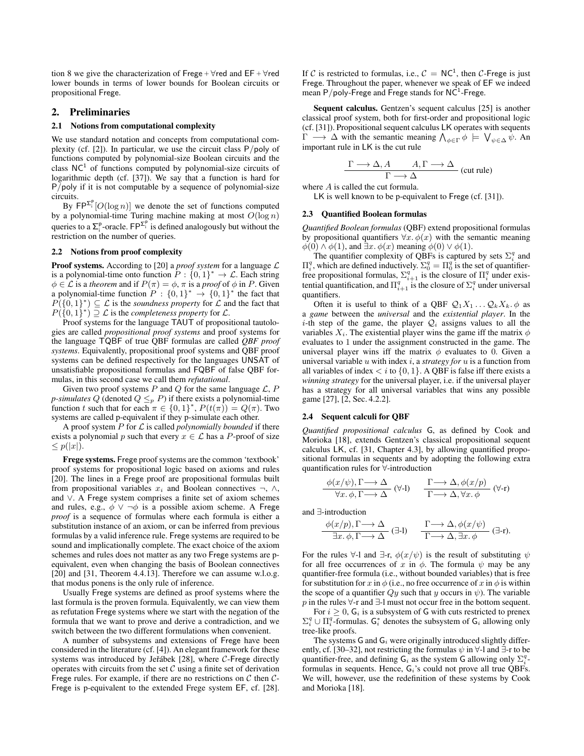tion 8 we give the characterization of Frege + ∀red and EF + ∀red lower bounds in terms of lower bounds for Boolean circuits or propositional Frege.

## 2. Preliminaries

### 2.1 Notions from computational complexity

We use standard notation and concepts from computational complexity (cf. [2]). In particular, we use the circuit class P/poly of functions computed by polynomial-size Boolean circuits and the class $\mathsf{NC}^1$ of functions computed by polynomial-size circuits of logarithmic depth (cf. [37]). We say that a function is hard for P/poly if it is not computable by a sequence of polynomial-size circuits.

By $\mathsf{FP}^{\Sigma_i^\mathsf{p}}[O(\log n)]$ we denote the set of functions computed by a polynomial-time Turing machine making at most $O(\log n)$ queries to a $\Sigma_i^\mathsf{p}$-oracle. $\mathsf{FP}^{\Sigma_i^\mathsf{p}}$ is defined analogously but without the restriction on the number of queries.

### 2.2 Notions from proof complexity

**Proof systems.** According to [20] a *proof system* for a language $\mathcal{L}$ is a polynomial-time onto function $P : \{0,1\}^* \to \mathcal{L}$. Each string $\phi \in \mathcal{L}$ is a *theorem* and if $P(\pi) = \phi$, $\pi$ is a *proof* of $\phi$ in $P$. Given a polynomial-time function $P : \{0,1\}^* \to \{0,1\}^*$ the fact that $P(\{0,1\}^*) \subseteq \mathcal{L}$ is the *soundness property* for $\mathcal{L}$ and the fact that $P(\{0,1\}^*) \supseteq \mathcal{L}$ is the *completeness property* for $\mathcal{L}$.

Proof systems for the language TAUT of propositional tautologies are called *propositional proof systems* and proof systems for the language TQBF of true QBF formulas are called *QBF proof systems*. Equivalently, propositional proof systems and QBF proof systems can be defined respectively for the languages UNSAT of unsatisfiable propositional formulas and FQBF of false QBF formulas, in this second case we call them *refutational*.

Given two proof systems $P$ and $Q$ for the same language $\mathcal{L}$, $P$ *p-simulates* $Q$ (denoted $Q \leq_p P$) if there exists a polynomial-time function $t$ such that for each $\pi \in \{0,1\}^*$, $P(t(\pi)) = Q(\pi)$. Two systems are called p-equivalent if they p-simulate each other.

A proof system $P$ for $\mathcal{L}$ is called *polynomially bounded* if there exists a polynomial $p$ such that every $x \in \mathcal{L}$ has a $P$-proof of size $\leq p(|x|)$.

**Frege systems.** Frege proof systems are the common 'textbook' proof systems for propositional logic based on axioms and rules [20]. The lines in a Frege proof are propositional formulas built from propositional variables $x_i$ and Boolean connectives $\neg$, $\wedge$, and $\vee$. A Frege system comprises a finite set of axiom schemes and rules, e.g., $\phi \vee \neg\phi$ is a possible axiom scheme. A Frege *proof* is a sequence of formulas where each formula is either a substitution instance of an axiom, or can be inferred from previous formulas by a valid inference rule. Frege systems are required to be sound and implicationally complete. The exact choice of the axiom schemes and rules does not matter as any two Frege systems are p-equivalent, even when changing the basis of Boolean connectives [20] and [31, Theorem 4.4.13]. Therefore we can assume w.l.o.g. that modus ponens is the only rule of inference.

Usually Frege systems are defined as proof systems where the last formula is the proven formula. Equivalently, we can view them as refutation Frege systems where we start with the negation of the formula that we want to prove and derive a contradiction, and we switch between the two different formulations when convenient.

A number of subsystems and extensions of Frege have been considered in the literature (cf. [4]). An elegant framework for these systems was introduced by Jeřábek [28], where $\mathcal{C}$-Frege directly operates with circuits from the set $\mathcal{C}$ using a finite set of derivation Frege rules. For example, if there are no restrictions on $\mathcal{C}$ then $\mathcal{C}$-Frege is p-equivalent to the extended Frege system EF, cf. [28]. If $\mathcal{C}$ is restricted to formulas, i.e., $\mathcal{C} = \mathsf{NC}^1$, then $\mathcal{C}$-Frege is just Frege. Throughout the paper, whenever we speak of EF we indeed mean P/poly-Frege and Frege stands for $\mathsf{NC}^1$-Frege.

**Sequent calculus.** Gentzen's sequent calculus [25] is another classical proof system, both for first-order and propositional logic (cf. [31]). Propositional sequent calculus LK operates with sequents $\Gamma \longrightarrow \Delta$ with the semantic meaning $\bigwedge_{\phi\in\Gamma} \phi \models \bigvee_{\psi\in\Delta} \psi$. An important rule in LK is the cut rule

$$\frac{\Gamma \longrightarrow \Delta, A \qquad A, \Gamma \longrightarrow \Delta}{\Gamma \longrightarrow \Delta} \text{ (cut rule)}$$

where $A$ is called the cut formula.

LK is well known to be p-equivalent to Frege (cf. [31]).

### 2.3 Quantified Boolean formulas

*Quantified Boolean formulas* (QBF) extend propositional formulas by propositional quantifiers $\forall x.\, \phi(x)$ with the semantic meaning $\phi(0) \wedge \phi(1)$, and $\exists x.\, \phi(x)$ meaning $\phi(0) \vee \phi(1)$.

The quantifier complexity of QBFs is captured by sets $\Sigma_i^q$ and $\Pi_i^q$, which are defined inductively. $\Sigma_0^q = \Pi_0^q$ is the set of quantifier-free propositional formulas, $\Sigma_{i+1}^q$ is the closure of $\Pi_i^q$ under existential quantification, and $\Pi_{i+1}^q$ is the closure of $\Sigma_i^q$ under universal quantifiers.

Often it is useful to think of a QBF $\mathcal{Q}_1 X_1 \ldots \mathcal{Q}_k X_k.\, \phi$ as a *game* between the *universal* and the *existential player*. In the $i$-th step of the game, the player $\mathcal{Q}_i$ assigns values to all the variables $X_i$. The existential player wins the game iff the matrix $\phi$ evaluates to 1 under the assignment constructed in the game. The universal player wins iff the matrix $\phi$ evaluates to 0. Given a universal variable $u$ with index $i$, a *strategy for* $u$ is a function from all variables of index $< i$ to $\{0,1\}$. A QBF is false iff there exists a *winning strategy* for the universal player, i.e. if the universal player has a strategy for all universal variables that wins any possible game [27], [2, Sec. 4.2.2].

### 2.4 Sequent calculi for QBF

*Quantified propositional calculus* G, as defined by Cook and Morioka [18], extends Gentzen's classical propositional sequent calculus LK, cf. [31, Chapter 4.3], by allowing quantified propositional formulas in sequents and by adopting the following extra quantification rules for ∀-introduction

$$\frac{\phi(x/\psi), \Gamma \longrightarrow \Delta}{\forall x.\, \phi, \Gamma \longrightarrow \Delta} \text{ (∀-l)} \qquad \frac{\Gamma \longrightarrow \Delta, \phi(x/p)}{\Gamma \longrightarrow \Delta, \forall x.\, \phi} \text{ (∀-r)}$$

and ∃-introduction

$$\frac{\phi(x/p), \Gamma \longrightarrow \Delta}{\exists x.\, \phi, \Gamma \longrightarrow \Delta} \text{ (∃-l)} \qquad \frac{\Gamma \longrightarrow \Delta, \phi(x/\psi)}{\Gamma \longrightarrow \Delta, \exists x.\, \phi} \text{ (∃-r).}$$

For the rules ∀-l and ∃-r, $\phi(x/\psi)$ is the result of substituting $\psi$ for all free occurrences of $x$ in $\phi$. The formula $\psi$ may be any quantifier-free formula (i.e., without bounded variables) that is free for substitution for $x$ in $\phi$ (i.e., no free occurrence of $x$ in $\phi$ is within the scope of a quantifier $Qy$ such that $y$ occurs in $\psi$). The variable $p$ in the rules ∀-r and ∃-l must not occur free in the bottom sequent.

For $i \geq 0$, $\mathsf{G}_i$ is a subsystem of G with cuts restricted to prenex $\Sigma_i^q \cup \Pi_i^q$-formulas. $\mathsf{G}_i^*$ denotes the subsystem of $\mathsf{G}_i$ allowing only tree-like proofs.

The systems G and $\mathsf{G}_i$ were originally introduced slightly differently, cf. [30–32], not restricting the formulas $\psi$ in ∀-l and ∃-r to be quantifier-free, and defining $\mathsf{G}_i$ as the system G allowing only $\Sigma_i^q$-formulas in sequents. Hence, $\mathsf{G}_i$'s could not prove all true QBFs. We will, however, use the redefinition of these systems by Cook and Morioka [18].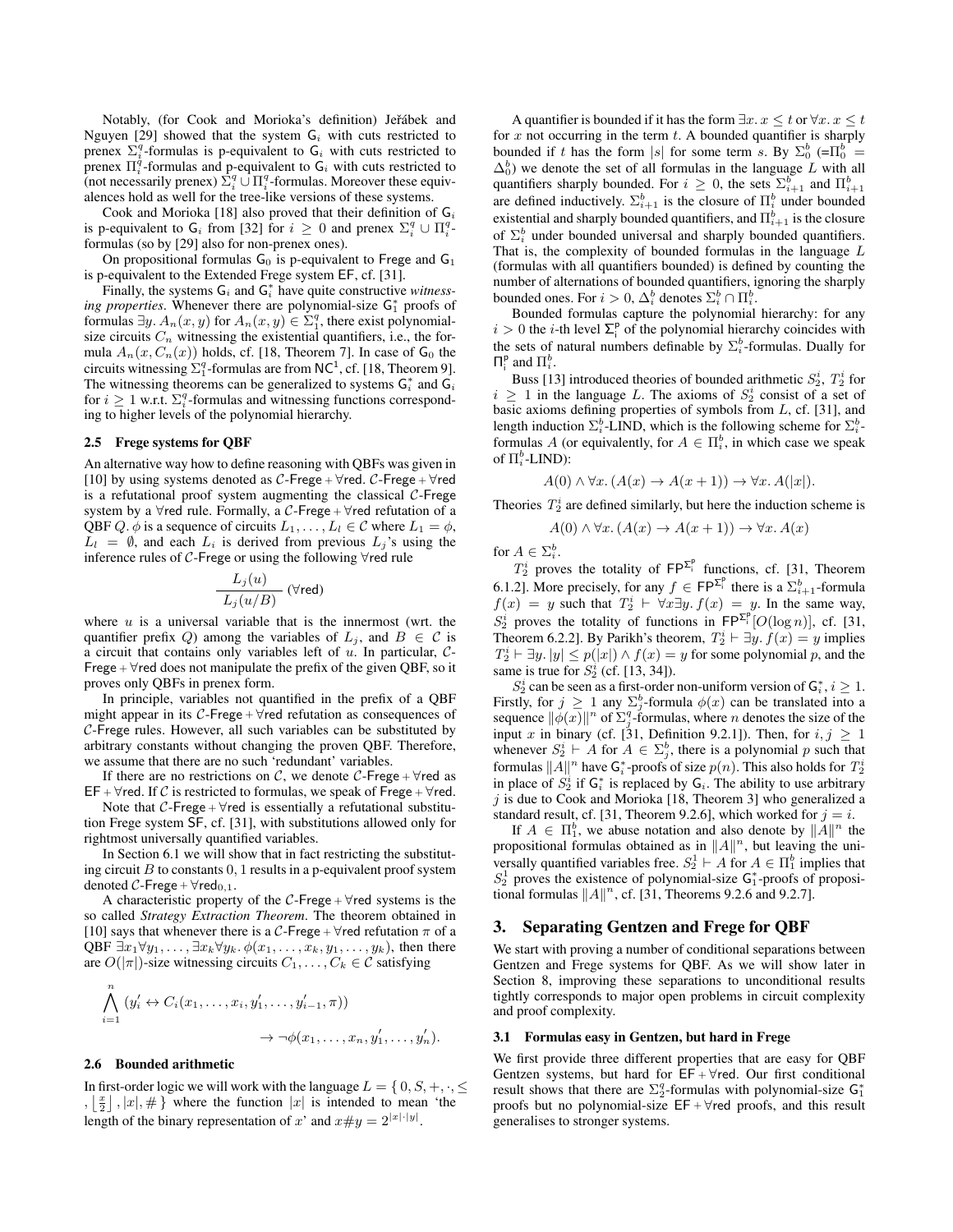Notably, (for Cook and Morioka's definition) Jeřábek and Nguyen [29] showed that the system $\mathsf{G}_i$ with cuts restricted to prenex $\Sigma_i^q$-formulas is p-equivalent to $\mathsf{G}_i$ with cuts restricted to prenex $\Pi_i^q$-formulas and p-equivalent to $\mathsf{G}_i$ with cuts restricted to (not necessarily prenex) $\Sigma_i^q \cup \Pi_i^q$-formulas. Moreover these equivalences hold as well for the tree-like versions of these systems.

Cook and Morioka [18] also proved that their definition of $\mathsf{G}_i$ is p-equivalent to $\mathsf{G}_i$ from [32] for $i \geq 0$ and prenex $\Sigma_i^q \cup \Pi_i^q$-formulas (so by [29] also for non-prenex ones).

On propositional formulas $\mathsf{G}_0$ is p-equivalent to Frege and $\mathsf{G}_1$ is p-equivalent to the Extended Frege system EF, cf. [31].

Finally, the systems $\mathsf{G}_i$ and $\mathsf{G}_i^*$ have quite constructive *witnessing properties*. Whenever there are polynomial-size $\mathsf{G}_1^*$ proofs of formulas $\exists y.\, A_n(x, y)$ for $A_n(x, y) \in \Sigma_1^q$, there exist polynomial-size circuits $C_n$ witnessing the existential quantifiers, i.e., the formula $A_n(x, C_n(x))$ holds, cf. [18, Theorem 7]. In case of $\mathsf{G}_0$ the circuits witnessing $\Sigma_1^q$-formulas are from $\mathsf{NC}^1$, cf. [18, Theorem 9]. The witnessing theorems can be generalized to systems $\mathsf{G}_i^*$ and $\mathsf{G}_i$ for $i \geq 1$ w.r.t. $\Sigma_i^q$-formulas and witnessing functions corresponding to higher levels of the polynomial hierarchy.

### 2.5 Frege systems for QBF

An alternative way how to define reasoning with QBFs was given in [10] by using systems denoted as $\mathcal{C}$-Frege + $\forall$red. $\mathcal{C}$-Frege + $\forall$red is a refutational proof system augmenting the classical $\mathcal{C}$-Frege system by a $\forall$red rule. Formally, a $\mathcal{C}$-Frege + $\forall$red refutation of a QBF $Q.\,\phi$ is a sequence of circuits $L_1, \ldots, L_l \in \mathcal{C}$ where $L_1 = \phi$, $L_l = \emptyset$, and each $L_i$ is derived from previous $L_j$'s using the inference rules of $\mathcal{C}$-Frege or using the following $\forall$red rule

$$\frac{L_j(u)}{L_j(u/B)}\ (\forall\mathsf{red})$$

where $u$ is a universal variable that is the innermost (wrt. the quantifier prefix $Q$) among the variables of $L_j$, and $B \in \mathcal{C}$ is a circuit that contains only variables left of $u$. In particular, $\mathcal{C}$-Frege + $\forall$red does not manipulate the prefix of the given QBF, so it proves only QBFs in prenex form.

In principle, variables not quantified in the prefix of a QBF might appear in its $\mathcal{C}$-Frege + $\forall$red refutation as consequences of $\mathcal{C}$-Frege rules. However, all such variables can be substituted by arbitrary constants without changing the proven QBF. Therefore, we assume that there are no such 'redundant' variables.

If there are no restrictions on $\mathcal{C}$, we denote $\mathcal{C}$-Frege + $\forall$red as EF + $\forall$red. If $\mathcal{C}$ is restricted to formulas, we speak of Frege + $\forall$red.

Note that $\mathcal{C}$-Frege + $\forall$red is essentially a refutational substitution Frege system SF, cf. [31], with substitutions allowed only for rightmost universally quantified variables.

In Section 6.1 we will show that in fact restricting the substituting circuit $B$ to constants $0, 1$ results in a p-equivalent proof system denoted $\mathcal{C}$-Frege + $\forall\mathsf{red}_{0,1}$.

A characteristic property of the $\mathcal{C}$-Frege + $\forall$red systems is the so called *Strategy Extraction Theorem*. The theorem obtained in [10] says that whenever there is a $\mathcal{C}$-Frege + $\forall$red refutation $\pi$ of a QBF $\exists x_1 \forall y_1, \ldots, \exists x_k \forall y_k.\, \phi(x_1, \ldots, x_k, y_1, \ldots, y_k)$, then there are $O(|\pi|)$-size witnessing circuits $C_1, \ldots, C_k \in \mathcal{C}$ satisfying

$$\bigwedge_{i=1}^{n} (y_i' \leftrightarrow C_i(x_1, \ldots, x_i, y_1', \ldots, y_{i-1}', \pi)) \rightarrow \neg\phi(x_1, \ldots, x_n, y_1', \ldots, y_n').$$

### 2.6 Bounded arithmetic

In first-order logic we will work with the language $L = \{\, 0, S, +, \cdot, \leq, \lfloor \frac{x}{2} \rfloor, |x|, \# \,\}$ where the function $|x|$ is intended to mean 'the length of the binary representation of $x$' and $x \# y = 2^{|x| \cdot |y|}$.

A quantifier is bounded if it has the form $\exists x.\, x \leq t$ or $\forall x.\, x \leq t$ for $x$ not occurring in the term $t$. A bounded quantifier is sharply bounded if $t$ has the form $|s|$ for some term $s$. By $\Sigma_0^b$ (=$\Pi_0^b$ = $\Delta_0^b$) we denote the set of all formulas in the language $L$ with all quantifiers sharply bounded. For $i \geq 0$, the sets $\Sigma_{i+1}^b$ and $\Pi_{i+1}^b$ are defined inductively. $\Sigma_{i+1}^b$ is the closure of $\Pi_i^b$ under bounded existential and sharply bounded quantifiers, and $\Pi_{i+1}^b$ is the closure of $\Sigma_i^b$ under bounded universal and sharply bounded quantifiers. That is, the complexity of bounded formulas in the language $L$ (formulas with all quantifiers bounded) is defined by counting the number of alternations of bounded quantifiers, ignoring the sharply bounded ones. For $i > 0$, $\Delta_i^b$ denotes $\Sigma_i^b \cap \Pi_i^b$.

Bounded formulas capture the polynomial hierarchy: for any $i > 0$ the $i$-th level $\Sigma_i^{\mathsf{p}}$ of the polynomial hierarchy coincides with the sets of natural numbers definable by $\Sigma_i^b$-formulas. Dually for $\Pi_i^{\mathsf{p}}$ and $\Pi_i^b$.

Buss [13] introduced theories of bounded arithmetic $S_2^i$, $T_2^i$ for $i \geq 1$ in the language $L$. The axioms of $S_2^i$ consist of a set of basic axioms defining properties of symbols from $L$, cf. [31], and length induction $\Sigma_i^b$-LIND, which is the following scheme for $\Sigma_i^b$-formulas $A$ (or equivalently, for $A \in \Pi_i^b$, in which case we speak of $\Pi_i^b$-LIND):

$$A(0) \wedge \forall x.\, (A(x) \rightarrow A(x+1)) \rightarrow \forall x.\, A(|x|).$$

Theories $T_2^i$ are defined similarly, but here the induction scheme is

$$A(0) \wedge \forall x.\, (A(x) \rightarrow A(x+1)) \rightarrow \forall x.\, A(x)$$

for $A \in \Sigma_i^b$.

$T_2^i$ proves the totality of $\mathsf{FP}^{\Sigma_i^{\mathsf{p}}}$ functions, cf. [31, Theorem 6.1.2]. More precisely, for any $f \in \mathsf{FP}^{\Sigma_i^{\mathsf{p}}}$ there is a $\Sigma_{i+1}^b$-formula $f(x) = y$ such that $T_2^i \vdash \forall x \exists y.\, f(x) = y$. In the same way, $S_2^i$ proves the totality of functions in $\mathsf{FP}^{\Sigma_i^{\mathsf{p}}}[O(\log n)]$, cf. [31, Theorem 6.2.2]. By Parikh's theorem, $T_2^i \vdash \exists y.\, f(x) = y$ implies $T_2^i \vdash \exists y.\, |y| \leq p(|x|) \wedge f(x) = y$ for some polynomial $p$, and the same is true for $S_2^i$ (cf. [13, 34]).

$S_2^i$ can be seen as a first-order non-uniform version of $\mathsf{G}_i^*$, $i \geq 1$. Firstly, for $j \geq 1$ any $\Sigma_j^b$-formula $\phi(x)$ can be translated into a sequence $\|\phi(x)\|^n$ of $\Sigma_j^q$-formulas, where $n$ denotes the size of the input $x$ in binary (cf. [31, Definition 9.2.1]). Then, for $i, j \geq 1$ whenever $S_2^i \vdash A$ for $A \in \Sigma_j^b$, there is a polynomial $p$ such that formulas $\|A\|^n$ have $\mathsf{G}_i^*$-proofs of size $p(n)$. This also holds for $T_2^i$ in place of $S_2^i$ if $\mathsf{G}_i^*$ is replaced by $\mathsf{G}_i$. The ability to use arbitrary $j$ is due to Cook and Morioka [18, Theorem 3] who generalized a standard result, cf. [31, Theorem 9.2.6], which worked for $j = i$.

If $A \in \Pi_1^b$, we abuse notation and also denote by $\|A\|^n$ the propositional formulas obtained as in $\|A\|^n$, but leaving the universally quantified variables free. $S_2^1 \vdash A$ for $A \in \Pi_1^b$ implies that $S_2^1$ proves the existence of polynomial-size $\mathsf{G}_1^*$-proofs of propositional formulas $\|A\|^n$, cf. [31, Theorems 9.2.6 and 9.2.7].

## 3. Separating Gentzen and Frege for QBF

We start with proving a number of conditional separations between Gentzen and Frege systems for QBF. As we will show later in Section 8, improving these separations to unconditional results tightly corresponds to major open problems in circuit complexity and proof complexity.

### 3.1 Formulas easy in Gentzen, but hard in Frege

We first provide three different properties that are easy for QBF Gentzen systems, but hard for EF + $\forall$red. Our first conditional result shows that there are $\Sigma_2^q$-formulas with polynomial-size $\mathsf{G}_1^*$ proofs but no polynomial-size EF + $\forall$red proofs, and this result generalises to stronger systems.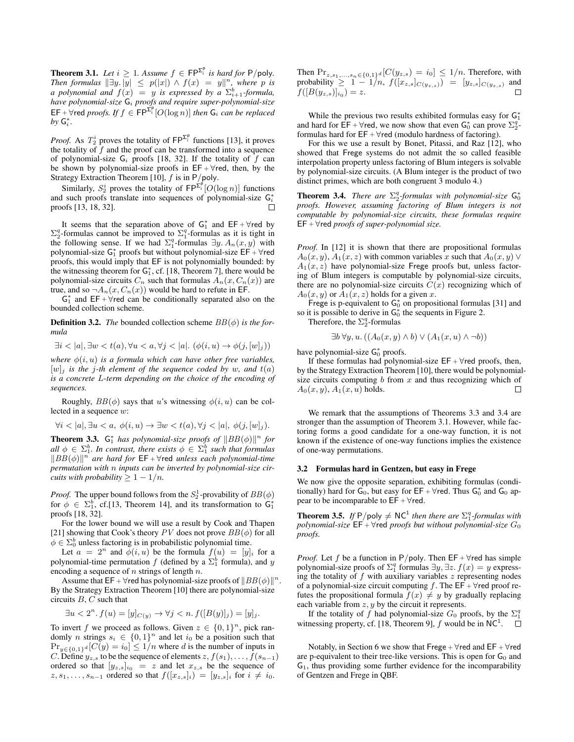**Theorem 3.1.** *Let $i \geq 1$. Assume $f \in \mathsf{FP}^{\Sigma_i^{\mathsf{P}}}$ is hard for $\mathsf{P}/\mathsf{poly}$. Then formulas $\|\exists y. |y| \leq p(|x|) \wedge f(x) = y\|^n$, where $p$ is a polynomial and $f(x) = y$ is expressed by a $\Sigma_{i+1}^b$-formula, have polynomial-size $\mathsf{G}_i$ proofs and require super-polynomial-size $\mathsf{EF} + \forall\mathsf{red}$ proofs. If $f \in \mathsf{FP}^{\Sigma_i^{\mathsf{P}}}[O(\log n)]$ then $\mathsf{G}_i$ can be replaced by $\mathsf{G}_i^*$.*

*Proof.* As $T_2^i$ proves the totality of $\mathsf{FP}^{\Sigma_i^{\mathsf{P}}}$ functions [13], it proves the totality of $f$ and the proof can be transformed into a sequence of polynomial-size $\mathsf{G}_i$ proofs [18, 32]. If the totality of $f$ can be shown by polynomial-size proofs in $\mathsf{EF} + \forall\mathsf{red}$, then, by the Strategy Extraction Theorem [10], $f$ is in $\mathsf{P}/\mathsf{poly}$.

Similarly, $S_2^i$ proves the totality of $\mathsf{FP}^{\Sigma_i^{\mathsf{P}}}[O(\log n)]$ functions and such proofs translate into sequences of polynomial-size $\mathsf{G}_i^*$ proofs [13, 18, 32]. □

It seems that the separation above of $\mathsf{G}_1^*$ and $\mathsf{EF} + \forall\mathsf{red}$ by $\Sigma_2^q$-formulas cannot be improved to $\Sigma_1^q$-formulas as it is tight in the following sense. If we had $\Sigma_1^q$-formulas $\exists y. A_n(x, y)$ with polynomial-size $\mathsf{G}_1^*$ proofs but without polynomial-size $\mathsf{EF} + \forall\mathsf{red}$ proofs, this would imply that $\mathsf{EF}$ is not polynomially bounded: by the witnessing theorem for $\mathsf{G}_1^*$, cf. [18, Theorem 7], there would be polynomial-size circuits $C_n$ such that formulas $A_n(x, C_n(x))$ are true, and so $\neg A_n(x, C_n(x))$ would be hard to refute in $\mathsf{EF}$.

$\mathsf{G}_1^*$ and $\mathsf{EF} + \forall\mathsf{red}$ can be conditionally separated also on the bounded collection scheme.

**Definition 3.2.** *The* bounded collection scheme *$BB(\phi)$ is the formula*

$$\exists i < |a|, \exists w < t(a), \forall u < a, \forall j < |a|. \ (\phi(i, u) \rightarrow \phi(j, [w]_j))$$

*where $\phi(i, u)$ is a formula which can have other free variables, $[w]_j$ is the $j$-th element of the sequence coded by $w$, and $t(a)$ is a concrete $L$-term depending on the choice of the encoding of sequences.*

Roughly, $BB(\phi)$ says that $u$'s witnessing $\phi(i, u)$ can be collected in a sequence $w$:

$$\forall i < |a|, \exists u < a, \ \phi(i, u) \rightarrow \exists w < t(a), \forall j < |a|, \ \phi(j, [w]_j).$$

**Theorem 3.3.** *$\mathsf{G}_1^*$ has polynomial-size proofs of $\|BB(\phi)\|^n$ for all $\phi \in \Sigma_1^b$. In contrast, there exists $\phi \in \Sigma_1^b$ such that formulas $\|BB(\phi)\|^n$ are hard for $\mathsf{EF} + \forall\mathsf{red}$ unless each polynomial-time permutation with $n$ inputs can be inverted by polynomial-size circuits with probability $\geq 1 - 1/n$.*

*Proof.* The upper bound follows from the $S_2^1$-provability of $BB(\phi)$ for $\phi \in \Sigma_1^b$, cf.[13, Theorem 14], and its transformation to $\mathsf{G}_1^*$ proofs [18, 32].

For the lower bound we will use a result by Cook and Thapen [21] showing that Cook's theory $PV$ does not prove $BB(\phi)$ for all $\phi \in \Sigma_0^b$ unless factoring is in probabilistic polynomial time.

Let $a = 2^n$ and $\phi(i, u)$ be the formula $f(u) = [y]_i$ for a polynomial-time permutation $f$ (defined by a $\Sigma_1^b$ formula), and $y$ encoding a sequence of $n$ strings of length $n$.

Assume that $\mathsf{EF} + \forall\mathsf{red}$ has polynomial-size proofs of $\|BB(\phi)\|^n$. By the Strategy Extraction Theorem [10] there are polynomial-size circuits $B, C$ such that

$$\exists u < 2^n. \, f(u) = [y]_{C(y)} \rightarrow \forall j < n. \, f([B(y)]_j) = [y]_j.$$

To invert $f$ we proceed as follows. Given $z \in \{0, 1\}^n$, pick randomly $n$ strings $s_i \in \{0, 1\}^n$ and let $i_0$ be a position such that $\Pr_{y \in \{0,1\}^d}[C(y) = i_0] \leq 1/n$ where $d$ is the number of inputs in $C$. Define $y_{z,s}$ to be the sequence of elements $z, f(s_1), \ldots, f(s_{n-1})$ ordered so that $[y_{z,s}]_{i_0} = z$ and let $x_{z,s}$ be the sequence of $z, s_1, \ldots, s_{n-1}$ ordered so that $f([x_{z,s}]_i) = [y_{z,s}]_i$ for $i \neq i_0$. Then $\Pr_{z, s_1, \ldots, s_n \in \{0,1\}^d}[C(y_{z,s}) = i_0] \leq 1/n$. Therefore, with probability $\geq 1 - 1/n$, $f([x_{z,s}]_{C(y_{z,s})}) = [y_{z,s}]_{C(y_{z,s})}$ and $f([B(y_{z,s})]_{i_0}) = z$. □

While the previous two results exhibited formulas easy for $\mathsf{G}_1^*$ and hard for $\mathsf{EF} + \forall\mathsf{red}$, we now show that even $\mathsf{G}_0^*$ can prove $\Sigma_2^q$-formulas hard for $\mathsf{EF} + \forall\mathsf{red}$ (modulo hardness of factoring).

For this we use a result by Bonet, Pitassi, and Raz [12], who showed that $\mathsf{Frege}$ systems do not admit the so called feasible interpolation property unless factoring of Blum integers is solvable by polynomial-size circuits. (A Blum integer is the product of two distinct primes, which are both congruent 3 modulo 4.)

**Theorem 3.4.** *There are $\Sigma_2^q$-formulas with polynomial-size $\mathsf{G}_0^*$ proofs. However, assuming factoring of Blum integers is not computable by polynomial-size circuits, these formulas require $\mathsf{EF} + \forall\mathsf{red}$ proofs of super-polynomial size.*

*Proof.* In [12] it is shown that there are propositional formulas $A_0(x, y)$, $A_1(x, z)$ with common variables $x$ such that $A_0(x, y) \vee A_1(x, z)$ have polynomial-size $\mathsf{Frege}$ proofs but, unless factoring of Blum integers is computable by polynomial-size circuits, there are no polynomial-size circuits $C(x)$ recognizing which of $A_0(x, y)$ or $A_1(x, z)$ holds for a given $x$.

$\mathsf{Frege}$ is p-equivalent to $\mathsf{G}_0^*$ on propositional formulas [31] and so it is possible to derive in $\mathsf{G}_0^*$ the sequents in Figure 2.

Therefore, the $\Sigma_2^q$-formulas

$$\exists b \, \forall y, u. \, ((A_0(x, y) \wedge b) \vee (A_1(x, u) \wedge \neg b))$$

have polynomial-size $\mathsf{G}_0^*$ proofs.

If these formulas had polynomial-size $\mathsf{EF} + \forall\mathsf{red}$ proofs, then, by the Strategy Extraction Theorem [10], there would be polynomial-size circuits computing $b$ from $x$ and thus recognizing which of $A_0(x, y)$, $A_1(x, u)$ holds. □

We remark that the assumptions of Theorems 3.3 and 3.4 are stronger than the assumption of Theorem 3.1. However, while factoring forms a good candidate for a one-way function, it is not known if the existence of one-way functions implies the existence of one-way permutations.

### 3.2 Formulas hard in Gentzen, but easy in Frege

We now give the opposite separation, exhibiting formulas (conditionally) hard for $\mathsf{G}_0$, but easy for $\mathsf{EF} + \forall\mathsf{red}$. Thus $\mathsf{G}_0^*$ and $\mathsf{G}_0$ appear to be incomparable to $\mathsf{EF} + \forall\mathsf{red}$.

**Theorem 3.5.** *If $\mathsf{P}/\mathsf{poly} \neq \mathsf{NC}^1$ then there are $\Sigma_1^q$-formulas with polynomial-size $\mathsf{EF} + \forall\mathsf{red}$ proofs but without polynomial-size $G_0$ proofs.*

*Proof.* Let $f$ be a function in $\mathsf{P}/\mathsf{poly}$. Then $\mathsf{EF} + \forall\mathsf{red}$ has simple polynomial-size proofs of $\Sigma_1^q$ formulas $\exists y, \exists z. \, f(x) = y$ expressing the totality of $f$ with auxiliary variables $z$ representing nodes of a polynomial-size circuit computing $f$. The $\mathsf{EF} + \forall\mathsf{red}$ proof refutes the propositional formula $f(x) \neq y$ by gradually replacing each variable from $z, y$ by the circuit it represents.

If the totality of $f$ had polynomial-size $G_0$ proofs, by the $\Sigma_1^q$ witnessing property, cf. [18, Theorem 9], $f$ would be in $\mathsf{NC}^1$. □

Notably, in Section 6 we show that $\mathsf{Frege} + \forall\mathsf{red}$ and $\mathsf{EF} + \forall\mathsf{red}$ are p-equivalent to their tree-like versions. This is open for $\mathsf{G}_0$ and $\mathsf{G}_1$, thus providing some further evidence for the incomparability of Gentzen and Frege in QBF.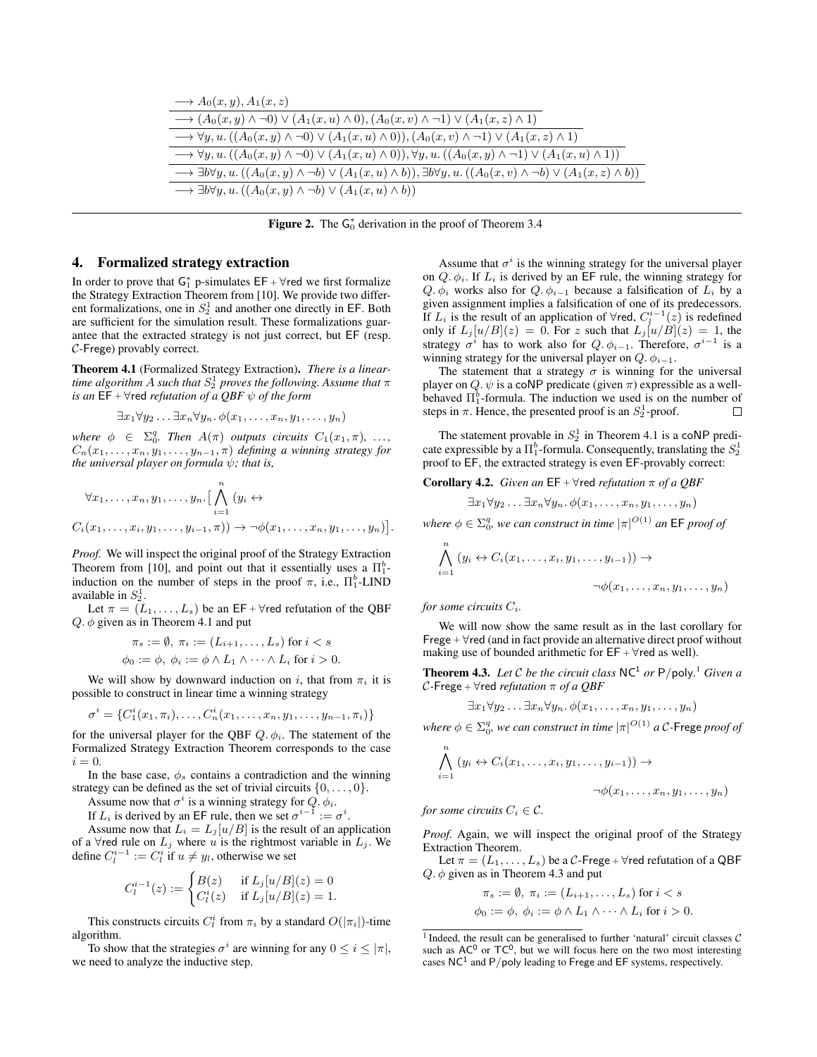$$
\frac{\frac{\frac{\frac{\frac{\longrightarrow A_0(x,y), A_1(x,z)}{\longrightarrow (A_0(x,y) \wedge \neg 0) \vee (A_1(x,u) \wedge 0), (A_0(x,v) \wedge \neg 1) \vee (A_1(x,z) \wedge 1)}}{\longrightarrow \forall y,u.\, ((A_0(x,y) \wedge \neg 0) \vee (A_1(x,u) \wedge 0)), (A_0(x,v) \wedge \neg 1) \vee (A_1(x,z) \wedge 1)}}{\longrightarrow \forall y,u.\, ((A_0(x,y) \wedge \neg 0) \vee (A_1(x,u) \wedge 0)), \forall y,u.\, ((A_0(x,y) \wedge \neg 1) \vee (A_1(x,u) \wedge 1))}}{\longrightarrow \exists b \forall y,u.\, ((A_0(x,y) \wedge \neg b) \vee (A_1(x,u) \wedge b)), \exists b \forall y,u.\, ((A_0(x,v) \wedge \neg b) \vee (A_1(x,z) \wedge b))}}{\longrightarrow \exists b \forall y,u.\, ((A_0(x,y) \wedge \neg b) \vee (A_1(x,u) \wedge b))}
$$

**Figure 2.** The $\mathsf{G}_0^*$ derivation in the proof of Theorem 3.4

## 4. Formalized strategy extraction

In order to prove that $\mathsf{G}_1^*$ p-simulates $\mathsf{EF} + \forall\mathsf{red}$ we first formalize the Strategy Extraction Theorem from [10]. We provide two different formalizations, one in $S_2^1$ and another one directly in EF. Both are sufficient for the simulation result. These formalizations guarantee that the extracted strategy is not just correct, but EF (resp. $\mathcal{C}$-Frege) provably correct.

**Theorem 4.1** (Formalized Strategy Extraction). *There is a linear-time algorithm $A$ such that $S_2^1$ proves the following. Assume that $\pi$ is an $\mathsf{EF} + \forall\mathsf{red}$ refutation of a QBF $\psi$ of the form*

$$\exists x_1 \forall y_2 \ldots \exists x_n \forall y_n.\, \phi(x_1, \ldots, x_n, y_1, \ldots, y_n)$$

*where $\phi \in \Sigma_0^q$. Then $A(\pi)$ outputs circuits $C_1(x_1, \pi)$, $\ldots$, $C_n(x_1, \ldots, x_n, y_1, \ldots, y_{n-1}, \pi)$ defining a winning strategy for the universal player on formula $\psi$; that is,*

$$\forall x_1, \ldots, x_n, y_1, \ldots, y_n. \Big[ \bigwedge_{i=1}^{n} (y_i \leftrightarrow C_i(x_1, \ldots, x_i, y_1, \ldots, y_{i-1}, \pi)) \rightarrow \neg\phi(x_1, \ldots, x_n, y_1, \ldots, y_n)\Big].$$

*Proof.* We will inspect the original proof of the Strategy Extraction Theorem from [10], and point out that it essentially uses a $\Pi_1^b$-induction on the number of steps in the proof $\pi$, i.e., $\Pi_1^b$-LIND available in $S_2^1$.

Let $\pi = (L_1, \ldots, L_s)$ be an $\mathsf{EF} + \forall\mathsf{red}$ refutation of the QBF $Q.\,\phi$ given as in Theorem 4.1 and put

$$\pi_s := \emptyset,\ \pi_i := (L_{i+1}, \ldots, L_s) \text{ for } i < s$$
$$\phi_0 := \phi,\ \phi_i := \phi \wedge L_1 \wedge \cdots \wedge L_i \text{ for } i > 0.$$

We will show by downward induction on $i$, that from $\pi_i$ it is possible to construct in linear time a winning strategy

$$\sigma^i = \{C_1^i(x_1, \pi_i), \ldots, C_n^i(x_1, \ldots, x_n, y_1, \ldots, y_{n-1}, \pi_i)\}$$

for the universal player for the QBF $Q.\,\phi_i$. The statement of the Formalized Strategy Extraction Theorem corresponds to the case $i = 0$.

In the base case, $\phi_s$ contains a contradiction and the winning strategy can be defined as the set of trivial circuits $\{0, \ldots, 0\}$.

Assume now that $\sigma^i$ is a winning strategy for $Q.\,\phi_i$.

If $L_i$ is derived by an EF rule, then we set $\sigma^{i-1} := \sigma^i$.

Assume now that $L_i = L_j[u/B]$ is the result of an application of a $\forall\mathsf{red}$ rule on $L_j$ where $u$ is the rightmost variable in $L_j$. We define $C_l^{i-1} := C_l^i$ if $u \neq y_l$, otherwise we set

$$C_l^{i-1}(z) := \begin{cases} B(z) & \text{if } L_j[u/B](z) = 0 \\ C_l^i(z) & \text{if } L_j[u/B](z) = 1. \end{cases}$$

This constructs circuits $C_l^i$ from $\pi_i$ by a standard $O(|\pi_i|)$-time algorithm.

To show that the strategies $\sigma^i$ are winning for any $0 \leq i \leq |\pi|$, we need to analyze the inductive step.

Assume that $\sigma^i$ is the winning strategy for the universal player on $Q.\,\phi_i$. If $L_i$ is derived by an EF rule, the winning strategy for $Q.\,\phi_i$ works also for $Q.\,\phi_{i-1}$ because a falsification of $L_i$ by a given assignment implies a falsification of one of its predecessors. If $L_i$ is the result of an application of $\forall\mathsf{red}$, $C_l^{i-1}(z)$ is redefined only if $L_j[u/B](z) = 0$. For $z$ such that $L_j[u/B](z) = 1$, the strategy $\sigma^i$ has to work also for $Q.\,\phi_{i-1}$. Therefore, $\sigma^{i-1}$ is a winning strategy for the universal player on $Q.\,\phi_{i-1}$.

The statement that a strategy $\sigma$ is winning for the universal player on $Q.\,\psi$ is a coNP predicate (given $\pi$) expressible as a well-behaved $\Pi_1^b$-formula. The induction we used is on the number of steps in $\pi$. Hence, the presented proof is an $S_2^1$-proof. $\square$

The statement provable in $S_2^1$ in Theorem 4.1 is a coNP predicate expressible by a $\Pi_1^b$-formula. Consequently, translating the $S_2^1$ proof to EF, the extracted strategy is even EF-provably correct:

**Corollary 4.2.** *Given an $\mathsf{EF} + \forall\mathsf{red}$ refutation $\pi$ of a QBF*

$$\exists x_1 \forall y_2 \ldots \exists x_n \forall y_n.\, \phi(x_1, \ldots, x_n, y_1, \ldots, y_n)$$

*where $\phi \in \Sigma_0^q$, we can construct in time $|\pi|^{O(1)}$ an EF proof of*

$$\bigwedge_{i=1}^{n} (y_i \leftrightarrow C_i(x_1, \ldots, x_i, y_1, \ldots, y_{i-1})) \rightarrow \neg\phi(x_1, \ldots, x_n, y_1, \ldots, y_n)$$

*for some circuits $C_i$.*

We will now show the same result as in the last corollary for $\mathsf{Frege} + \forall\mathsf{red}$ (and in fact provide an alternative direct proof without making use of bounded arithmetic for $\mathsf{EF} + \forall\mathsf{red}$ as well).

**Theorem 4.3.** *Let $\mathcal{C}$ be the circuit class $\mathsf{NC}^1$ or $\mathsf{P/poly}$.*[1] *Given a $\mathcal{C}$-$\mathsf{Frege} + \forall\mathsf{red}$ refutation $\pi$ of a QBF*

$$\exists x_1 \forall y_2 \ldots \exists x_n \forall y_n.\, \phi(x_1, \ldots, x_n, y_1, \ldots, y_n)$$

*where $\phi \in \Sigma_0^q$, we can construct in time $|\pi|^{O(1)}$ a $\mathcal{C}$-Frege proof of*

$$\bigwedge_{i=1}^{n} (y_i \leftrightarrow C_i(x_1, \ldots, x_i, y_1, \ldots, y_{i-1})) \rightarrow \neg\phi(x_1, \ldots, x_n, y_1, \ldots, y_n)$$

*for some circuits $C_i \in \mathcal{C}$.*

*Proof.* Again, we will inspect the original proof of the Strategy Extraction Theorem.

Let $\pi = (L_1, \ldots, L_s)$ be a $\mathcal{C}$-$\mathsf{Frege} + \forall\mathsf{red}$ refutation of a QBF $Q.\,\phi$ given as in Theorem 4.3 and put

$$\pi_s := \emptyset,\ \pi_i := (L_{i+1}, \ldots, L_s) \text{ for } i < s$$
$$\phi_0 := \phi,\ \phi_i := \phi \wedge L_1 \wedge \cdots \wedge L_i \text{ for } i > 0.$$

[1] Indeed, the result can be generalised to further 'natural' circuit classes $\mathcal{C}$ such as $\mathsf{AC}^0$ or $\mathsf{TC}^0$, but we will focus here on the two most interesting cases $\mathsf{NC}^1$ and $\mathsf{P/poly}$ leading to Frege and EF systems, respectively.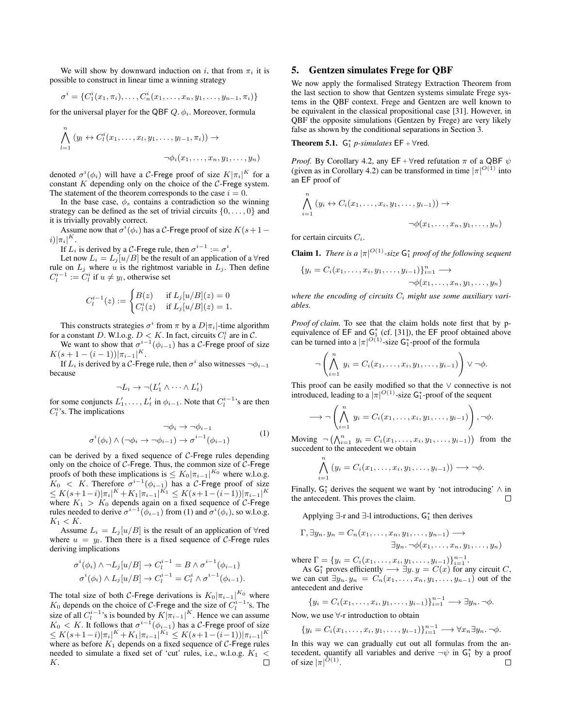We will show by downward induction on $i$, that from $\pi_i$ it is possible to construct in linear time a winning strategy

$$\sigma^i = \{C_1^i(x_1, \pi_i), \ldots, C_n^i(x_1, \ldots, x_n, y_1, \ldots, y_{n-1}, \pi_i)\}$$

for the universal player for the QBF $Q.\,\phi_i$. Moreover, formula

$$\bigwedge_{l=1}^{n} (y_l \leftrightarrow C_l^i(x_1, \ldots, x_l, y_1, \ldots, y_{l-1}, \pi_i)) \to \neg\phi_i(x_1, \ldots, x_n, y_1, \ldots, y_n)$$

denoted $\sigma^i(\phi_i)$ will have a $\mathcal{C}$-Frege proof of size $K|\pi_i|^K$ for a constant $K$ depending only on the choice of the $\mathcal{C}$-Frege system. The statement of the theorem corresponds to the case $i = 0$.

In the base case, $\phi_s$ contains a contradiction so the winning strategy can be defined as the set of trivial circuits $\{0, \ldots, 0\}$ and it is trivially provably correct.

Assume now that $\sigma^i(\phi_i)$ has a $\mathcal{C}$-Frege proof of size $K(s+1-i)|\pi_i|^K$.

If $L_i$ is derived by a $\mathcal{C}$-Frege rule, then $\sigma^{i-1} := \sigma^i$.

Let now $L_i = L_j[u/B]$ be the result of an application of a $\forall$red rule on $L_j$ where $u$ is the rightmost variable in $L_j$. Then define $C_l^{i-1} := C_l^i$ if $u \neq y_l$, otherwise set

$$C_l^{i-1}(z) := \begin{cases} B(z) & \text{if } L_j[u/B](z) = 0 \\ C_l^i(z) & \text{if } L_j[u/B](z) = 1. \end{cases}$$

This constructs strategies $\sigma^i$ from $\pi$ by a $D|\pi_i|$-time algorithm for a constant $D$. W.l.o.g. $D < K$. In fact, circuits $C_l^i$ are in $\mathcal{C}$.

We want to show that $\sigma^{i-1}(\phi_{i-1})$ has a $\mathcal{C}$-Frege proof of size $K(s+1-(i-1))|\pi_{i-1}|^K$.

If $L_i$ is derived by a $\mathcal{C}$-Frege rule, then $\sigma^i$ also witnesses $\neg\phi_{i-1}$ because

$$\neg L_i \to \neg(L_1' \wedge \cdots \wedge L_t')$$

for some conjuncts $L_1', \ldots, L_t'$ in $\phi_{i-1}$. Note that $C_l^{i-1}$'s are then $C_l^i$'s. The implications

$$\begin{gathered} \neg\phi_i \to \neg\phi_{i-1} \\ \sigma^i(\phi_i) \wedge (\neg\phi_i \to \neg\phi_{i-1}) \to \sigma^{i-1}(\phi_{i-1}) \end{gathered} \tag{1}$$

can be derived by a fixed sequence of $\mathcal{C}$-Frege rules depending only on the choice of $\mathcal{C}$-Frege. Thus, the common size of $\mathcal{C}$-Frege proofs of both these implications is $\leq K_0|\pi_{i-1}|^{K_0}$ where w.l.o.g. $K_0 < K$. Therefore $\sigma^{i-1}(\phi_{i-1})$ has a $\mathcal{C}$-Frege proof of size $\leq K(s+1-i)|\pi_i|^K + K_1|\pi_{i-1}|^{K_1} \leq K(s+1-(i-1))|\pi_{i-1}|^K$ where $K_1 > K_0$ depends again on a fixed sequence of $\mathcal{C}$-Frege rules needed to derive $\sigma^{i-1}(\phi_{i-1})$ from (1) and $\sigma^i(\phi_i)$, so w.l.o.g. $K_1 < K$.

Assume $L_i = L_j[u/B]$ is the result of an application of $\forall$red where $u = y_l$. Then there is a fixed sequence of $\mathcal{C}$-Frege rules deriving implications

$$\begin{aligned} \sigma^i(\phi_i) \wedge \neg L_j[u/B] &\to C_l^{i-1} = B \wedge \sigma^{i-1}(\phi_{i-1}) \\ \sigma^i(\phi_i) \wedge L_j[u/B] &\to C_l^{i-1} = C_l^i \wedge \sigma^{i-1}(\phi_{i-1}). \end{aligned}$$

The total size of both $\mathcal{C}$-Frege derivations is $K_0|\pi_{i-1}|^{K_0}$ where $K_0$ depends on the choice of $\mathcal{C}$-Frege and the size of $C_l^{i-1}$'s. The size of all $C_l^{i-1}$'s is bounded by $K|\pi_{i-1}|^K$. Hence we can assume $K_0 < K$. It follows that $\sigma^{i-1}(\phi_{i-1})$ has a $\mathcal{C}$-Frege proof of size $\leq K(s+1-i)|\pi_i|^K + K_1|\pi_{i-1}|^{K_1} \leq K(s+1-(i-1))|\pi_{i-1}|^K$ where as before $K_1$ depends on a fixed sequence of $\mathcal{C}$-Frege rules needed to simulate a fixed set of 'cut' rules, i.e., w.l.o.g. $K_1 < K$. □

## 5. Gentzen simulates Frege for QBF

We now apply the formalised Strategy Extraction Theorem from the last section to show that Gentzen systems simulate Frege systems in the QBF context. Frege and Gentzen are well known to be equivalent in the classical propositional case [31]. However, in QBF the opposite simulations (Gentzen by Frege) are very likely false as shown by the conditional separations in Section 3.

**Theorem 5.1.** *$\mathsf{G}_1^*$ p-simulates $\mathsf{EF} + \forall\mathsf{red}$.*

*Proof.* By Corollary 4.2, any $\mathsf{EF} + \forall\mathsf{red}$ refutation $\pi$ of a QBF $\psi$ (given as in Corollary 4.2) can be transformed in time $|\pi|^{O(1)}$ into an EF proof of

$$\bigwedge_{i=1}^{n} (y_i \leftrightarrow C_i(x_1, \ldots, x_i, y_1, \ldots, y_{i-1})) \to \neg\phi(x_1, \ldots, x_n, y_1, \ldots, y_n)$$

for certain circuits $C_i$.

**Claim 1.** *There is a $|\pi|^{O(1)}$-size $\mathsf{G}_1^*$ proof of the following sequent*

$$\{y_i = C_i(x_1, \ldots, x_i, y_1, \ldots, y_{i-1})\}_{i=1}^n \longrightarrow \neg\phi(x_1, \ldots, x_n, y_1, \ldots, y_n)$$

*where the encoding of circuits $C_i$ might use some auxiliary variables.*

*Proof of claim.* To see that the claim holds note first that by p-equivalence of EF and $\mathsf{G}_1^*$ (cf. [31]), the EF proof obtained above can be turned into a $|\pi|^{O(1)}$-size $\mathsf{G}_1^*$-proof of the formula

$$\neg\left(\bigwedge_{i=1}^{n} y_i = C_i(x_1, \ldots, x_i, y_1, \ldots, y_{i-1})\right) \vee \neg\phi.$$

This proof can be easily modified so that the $\vee$ connective is not introduced, leading to a $|\pi|^{O(1)}$-size $\mathsf{G}_1^*$-proof of the sequent

$$\longrightarrow \neg\left(\bigwedge_{i=1}^{n} y_i = C_i(x_1, \ldots, x_i, y_1, \ldots, y_{i-1})\right), \neg\phi.$$

Moving $\neg\left(\bigwedge_{i=1}^{n} y_i = C_i(x_1, \ldots, x_i, y_1, \ldots, y_{i-1})\right)$ from the succedent to the antecedent we obtain

$$\bigwedge_{i=1}^{n} (y_i = C_i(x_1, \ldots, x_i, y_1, \ldots, y_{i-1})) \longrightarrow \neg\phi.$$

Finally, $\mathsf{G}_1^*$ derives the sequent we want by 'not introducing' $\wedge$ in the antecedent. This proves the claim. □

Applying $\exists$-r and $\exists$-l introductions, $\mathsf{G}_1^*$ then derives

$$\Gamma, \exists y_n.\, y_n = C_n(x_1, \ldots, x_n, y_1, \ldots, y_{n-1}) \longrightarrow \exists y_n.\, \neg\phi(x_1, \ldots, x_n, y_1, \ldots, y_n)$$

where $\Gamma = \{y_i = C_i(x_1, \ldots, x_i, y_1, \ldots, y_{i-1})\}_{i=1}^{n-1}$.

As $\mathsf{G}_1^*$ proves efficiently $\longrightarrow \exists y.\, y = C(x)$ for any circuit $C$, we can cut $\exists y_n.\, y_n = C_n(x_1, \ldots, x_n, y_1, \ldots, y_{n-1})$ out of the antecedent and derive

$$\{y_i = C_i(x_1, \ldots, x_i, y_1, \ldots, y_{i-1})\}_{i=1}^{n-1} \longrightarrow \exists y_n.\, \neg\phi.$$

Now, we use $\forall$-r introduction to obtain

$$\{y_i = C_i(x_1, \ldots, x_i, y_1, \ldots, y_{i-1})\}_{i=1}^{n-1} \longrightarrow \forall x_n \exists y_n.\, \neg\phi.$$

In this way we can gradually cut out all formulas from the antecedent, quantify all variables and derive $\neg\psi$ in $\mathsf{G}_1^*$ by a proof of size $|\pi|^{O(1)}$. □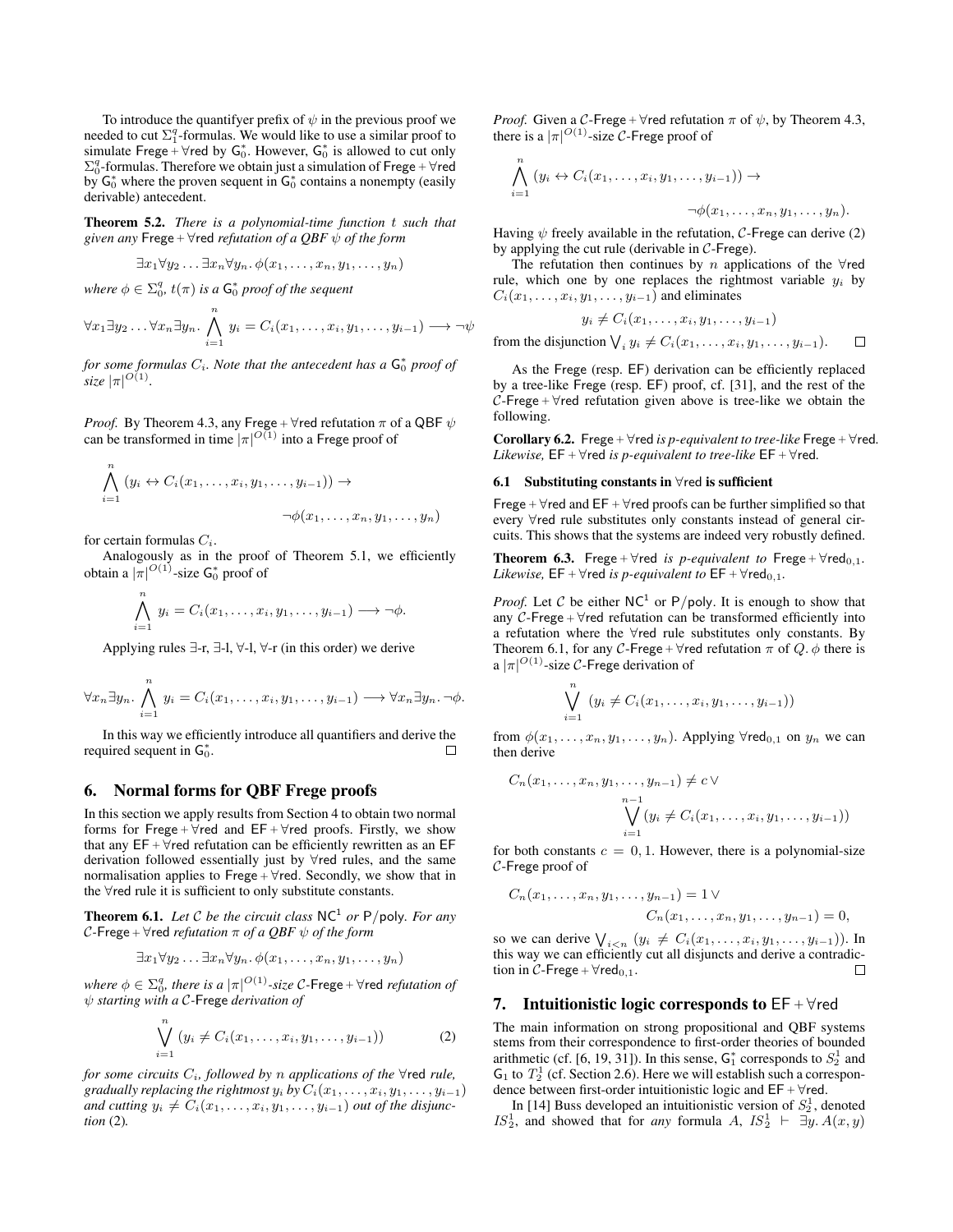To introduce the quantifyer prefix of $\psi$ in the previous proof we needed to cut $\Sigma^q_1$-formulas. We would like to use a similar proof to simulate $\mathsf{Frege}+\forall\mathsf{red}$ by $\mathsf{G}^*_0$. However, $\mathsf{G}^*_0$ is allowed to cut only $\Sigma^q_0$-formulas. Therefore we obtain just a simulation of $\mathsf{Frege}+\forall\mathsf{red}$ by $\mathsf{G}^*_0$ where the proven sequent in $\mathsf{G}^*_0$ contains a nonempty (easily derivable) antecedent.

**Theorem 5.2.** *There is a polynomial-time function $t$ such that given any $\mathsf{Frege}+\forall\mathsf{red}$ refutation of a QBF $\psi$ of the form*

$$\exists x_1 \forall y_2 \ldots \exists x_n \forall y_n.\, \phi(x_1,\ldots,x_n,y_1,\ldots,y_n)$$

*where $\phi \in \Sigma^q_0$, $t(\pi)$ is a $\mathsf{G}^*_0$ proof of the sequent*

$$\forall x_1 \exists y_2 \ldots \forall x_n \exists y_n.\, \bigwedge_{i=1}^{n} y_i = C_i(x_1,\ldots,x_i,y_1,\ldots,y_{i-1}) \longrightarrow \neg\psi$$

*for some formulas $C_i$. Note that the antecedent has a $\mathsf{G}^*_0$ proof of size $|\pi|^{O(1)}$.*

*Proof.* By Theorem 4.3, any $\mathsf{Frege}+\forall\mathsf{red}$ refutation $\pi$ of a QBF $\psi$ can be transformed in time $|\pi|^{O(1)}$ into a Frege proof of

$$\bigwedge_{i=1}^{n} (y_i \leftrightarrow C_i(x_1,\ldots,x_i,y_1,\ldots,y_{i-1})) \to \neg\phi(x_1,\ldots,x_n,y_1,\ldots,y_n)$$

for certain formulas $C_i$.

Analogously as in the proof of Theorem 5.1, we efficiently obtain a $|\pi|^{O(1)}$-size $\mathsf{G}^*_0$ proof of

$$\bigwedge_{i=1}^{n} y_i = C_i(x_1,\ldots,x_i,y_1,\ldots,y_{i-1}) \longrightarrow \neg\phi.$$

Applying rules $\exists$-r, $\exists$-l, $\forall$-l, $\forall$-r (in this order) we derive

$$\forall x_n \exists y_n.\, \bigwedge_{i=1}^{n} y_i = C_i(x_1,\ldots,x_i,y_1,\ldots,y_{i-1}) \longrightarrow \forall x_n \exists y_n.\, \neg\phi.$$

In this way we efficiently introduce all quantifiers and derive the required sequent in $\mathsf{G}^*_0$. ◻

## 6. Normal forms for QBF Frege proofs

In this section we apply results from Section 4 to obtain two normal forms for $\mathsf{Frege}+\forall\mathsf{red}$ and $\mathsf{EF}+\forall\mathsf{red}$ proofs. Firstly, we show that any $\mathsf{EF}+\forall\mathsf{red}$ refutation can be efficiently rewritten as an EF derivation followed essentially just by $\forall\mathsf{red}$ rules, and the same normalisation applies to $\mathsf{Frege}+\forall\mathsf{red}$. Secondly, we show that in the $\forall\mathsf{red}$ rule it is sufficient to only substitute constants.

**Theorem 6.1.** *Let $\mathcal{C}$ be the circuit class $\mathsf{NC}^1$ or $\mathsf{P/poly}$. For any $\mathcal{C}$-$\mathsf{Frege}+\forall\mathsf{red}$ refutation $\pi$ of a QBF $\psi$ of the form*

$$\exists x_1 \forall y_2 \ldots \exists x_n \forall y_n.\, \phi(x_1,\ldots,x_n,y_1,\ldots,y_n)$$

*where $\phi \in \Sigma^q_0$, there is a $|\pi|^{O(1)}$-size $\mathcal{C}$-$\mathsf{Frege}+\forall\mathsf{red}$ refutation of $\psi$ starting with a $\mathcal{C}$-$\mathsf{Frege}$ derivation of*

$$\bigvee_{i=1}^{n} (y_i \neq C_i(x_1,\ldots,x_i,y_1,\ldots,y_{i-1})) \tag{2}$$

*for some circuits $C_i$, followed by $n$ applications of the $\forall\mathsf{red}$ rule, gradually replacing the rightmost $y_i$ by $C_i(x_1,\ldots,x_i,y_1,\ldots,y_{i-1})$ and cutting $y_i \neq C_i(x_1,\ldots,x_i,y_1,\ldots,y_{i-1})$ out of the disjunction (2).*

*Proof.* Given a $\mathcal{C}$-$\mathsf{Frege}+\forall\mathsf{red}$ refutation $\pi$ of $\psi$, by Theorem 4.3, there is a $|\pi|^{O(1)}$-size $\mathcal{C}$-$\mathsf{Frege}$ proof of

$$\bigwedge_{i=1}^{n} (y_i \leftrightarrow C_i(x_1,\ldots,x_i,y_1,\ldots,y_{i-1})) \to \neg\phi(x_1,\ldots,x_n,y_1,\ldots,y_n).$$

Having $\psi$ freely available in the refutation, $\mathcal{C}$-$\mathsf{Frege}$ can derive (2) by applying the cut rule (derivable in $\mathcal{C}$-$\mathsf{Frege}$).

The refutation then continues by $n$ applications of the $\forall\mathsf{red}$ rule, which one by one replaces the rightmost variable $y_i$ by $C_i(x_1,\ldots,x_i,y_1,\ldots,y_{i-1})$ and eliminates

$$y_i \neq C_i(x_1,\ldots,x_i,y_1,\ldots,y_{i-1})$$

from the disjunction $\bigvee_i y_i \neq C_i(x_1,\ldots,x_i,y_1,\ldots,y_{i-1})$. ◻

As the Frege (resp. EF) derivation can be efficiently replaced by a tree-like Frege (resp. EF) proof, cf. [31], and the rest of the $\mathcal{C}$-$\mathsf{Frege}+\forall\mathsf{red}$ refutation given above is tree-like we obtain the following.

**Corollary 6.2.** $\mathsf{Frege}+\forall\mathsf{red}$ *is p-equivalent to tree-like* $\mathsf{Frege}+\forall\mathsf{red}$. *Likewise,* $\mathsf{EF}+\forall\mathsf{red}$ *is p-equivalent to tree-like* $\mathsf{EF}+\forall\mathsf{red}$.

### 6.1 Substituting constants in $\forall\mathsf{red}$ is sufficient

$\mathsf{Frege}+\forall\mathsf{red}$ and $\mathsf{EF}+\forall\mathsf{red}$ proofs can be further simplified so that every $\forall\mathsf{red}$ rule substitutes only constants instead of general circuits. This shows that the systems are indeed very robustly defined.

**Theorem 6.3.** $\mathsf{Frege}+\forall\mathsf{red}$ *is p-equivalent to* $\mathsf{Frege}+\forall\mathsf{red}_{0,1}$. *Likewise,* $\mathsf{EF}+\forall\mathsf{red}$ *is p-equivalent to* $\mathsf{EF}+\forall\mathsf{red}_{0,1}$.

*Proof.* Let $\mathcal{C}$ be either $\mathsf{NC}^1$ or $\mathsf{P/poly}$. It is enough to show that any $\mathcal{C}$-$\mathsf{Frege}+\forall\mathsf{red}$ refutation can be transformed efficiently into a refutation where the $\forall\mathsf{red}$ rule substitutes only constants. By Theorem 6.1, for any $\mathcal{C}$-$\mathsf{Frege}+\forall\mathsf{red}$ refutation $\pi$ of $Q.\,\phi$ there is a $|\pi|^{O(1)}$-size $\mathcal{C}$-$\mathsf{Frege}$ derivation of

$$\bigvee_{i=1}^{n} (y_i \neq C_i(x_1,\ldots,x_i,y_1,\ldots,y_{i-1}))$$

from $\phi(x_1,\ldots,x_n,y_1,\ldots,y_n)$. Applying $\forall\mathsf{red}_{0,1}$ on $y_n$ we can then derive

$$C_n(x_1,\ldots,x_n,y_1,\ldots,y_{n-1}) \neq c \vee \bigvee_{i=1}^{n-1} (y_i \neq C_i(x_1,\ldots,x_i,y_1,\ldots,y_{i-1}))$$

for both constants $c = 0,1$. However, there is a polynomial-size $\mathcal{C}$-$\mathsf{Frege}$ proof of

$$C_n(x_1,\ldots,x_n,y_1,\ldots,y_{n-1}) = 1 \vee C_n(x_1,\ldots,x_n,y_1,\ldots,y_{n-1}) = 0,$$

so we can derive $\bigvee_{i<n} (y_i \neq C_i(x_1,\ldots,x_i,y_1,\ldots,y_{i-1}))$. In this way we can efficiently cut all disjuncts and derive a contradiction in $\mathcal{C}$-$\mathsf{Frege}+\forall\mathsf{red}_{0,1}$. ◻

## 7. Intuitionistic logic corresponds to $\mathsf{EF}+\forall\mathsf{red}$

The main information on strong propositional and QBF systems stems from their correspondence to first-order theories of bounded arithmetic (cf. [6, 19, 31]). In this sense, $\mathsf{G}^*_1$ corresponds to $S^1_2$ and $\mathsf{G}_1$ to $T^1_2$ (cf. Section 2.6). Here we will establish such a correspondence between first-order intuitionistic logic and $\mathsf{EF}+\forall\mathsf{red}$.

In [14] Buss developed an intuitionistic version of $S^1_2$, denoted $IS^1_2$, and showed that for *any* formula $A$, $IS^1_2 \vdash \exists y.\, A(x,y)$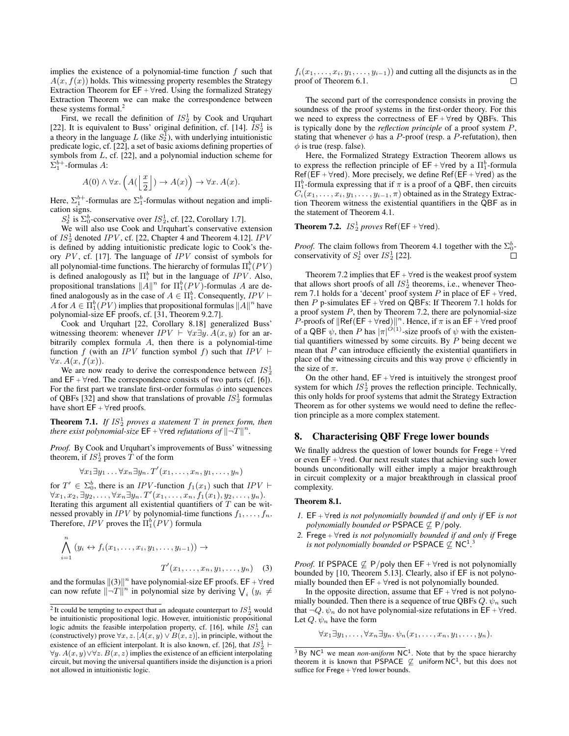implies the existence of a polynomial-time function $f$ such that $A(x, f(x))$ holds. This witnessing property resembles the Strategy Extraction Theorem for $\mathsf{EF} + \forall\mathsf{red}$. Using the formalized Strategy Extraction Theorem we can make the correspondence between these systems formal.[2]

First, we recall the definition of $IS^1_2$ by Cook and Urquhart [22]. It is equivalent to Buss' original definition, cf. [14]. $IS^1_2$ is a theory in the language $L$ (like $S^1_2$), with underlying intuitionistic predicate logic, cf. [22], a set of basic axioms defining properties of symbols from $L$, cf. [22], and a polynomial induction scheme for $\Sigma^{b+}_1$-formulas $A$:

$$A(0) \wedge \forall x. \left(A(\left\lfloor \frac{x}{2} \right\rfloor) \to A(x)\right) \to \forall x. A(x).$$

Here, $\Sigma^{b+}_1$-formulas are $\Sigma^b_1$-formulas without negation and implication signs.

$S^1_2$ is $\Sigma^b_0$-conservative over $IS^1_2$, cf. [22, Corollary 1.7].

We will also use Cook and Urquhart's conservative extension of $IS^1_2$ denoted $IPV$, cf. [22, Chapter 4 and Theorem 4.12]. $IPV$ is defined by adding intuitionistic predicate logic to Cook's theory $PV$, cf. [17]. The language of $IPV$ consist of symbols for all polynomial-time functions. The hierarchy of formulas $\Pi^b_i(PV)$ is defined analogously as $\Pi^b_i$ but in the language of $IPV$. Also, propositional translations $\|A\|^n$ for $\Pi^b_1(PV)$-formulas $A$ are defined analogously as in the case of $A \in \Pi^b_1$. Consequently, $IPV \vdash A$ for $A \in \Pi^b_1(PV)$ implies that propositional formulas $\|A\|^n$ have polynomial-size $\mathsf{EF}$ proofs, cf. [31, Theorem 9.2.7].

Cook and Urquhart [22, Corollary 8.18] generalized Buss' witnessing theorem: whenever $IPV \vdash \forall x \exists y. A(x, y)$ for an arbitrarily complex formula $A$, then there is a polynomial-time function $f$ (with an $IPV$ function symbol $f$) such that $IPV \vdash \forall x. A(x, f(x))$.

We are now ready to derive the correspondence between $IS^1_2$ and $\mathsf{EF} + \forall\mathsf{red}$. The correspondence consists of two parts (cf. [6]). For the first part we translate first-order formulas $\phi$ into sequences of QBFs [32] and show that translations of provable $IS^1_2$ formulas have short $\mathsf{EF} + \forall\mathsf{red}$ proofs.

**Theorem 7.1.** *If $IS^1_2$ proves a statement $T$ in prenex form, then there exist polynomial-size $\mathsf{EF} + \forall\mathsf{red}$ refutations of $\|\neg T\|^n$.*

*Proof.* By Cook and Urquhart's improvements of Buss' witnessing theorem, if $IS^1_2$ proves $T$ of the form

$$\forall x_1 \exists y_1 \ldots \forall x_n \exists y_n. T'(x_1, \ldots, x_n, y_1, \ldots, y_n)$$

for $T' \in \Sigma^b_0$, there is an $IPV$-function $f_1(x_1)$ such that $IPV \vdash \forall x_1, x_2, \exists y_2, \ldots, \forall x_n \exists y_n. T'(x_1, \ldots, x_n, f_1(x_1), y_2, \ldots, y_n)$. Iterating this argument all existential quantifiers of $T$ can be witnessed provably in $IPV$ by polynomial-time functions $f_1, \ldots, f_n$. Therefore, $IPV$ proves the $\Pi^b_1(PV)$ formula

$$\bigwedge_{i=1}^{n} (y_i \leftrightarrow f_i(x_1, \ldots, x_i, y_1, \ldots, y_{i-1})) \to T'(x_1, \ldots, x_n, y_1, \ldots, y_n) \quad (3)$$

and the formulas $\|(3)\|^n$ have polynomial-size $\mathsf{EF}$ proofs. $\mathsf{EF} + \forall\mathsf{red}$ can now refute $\|\neg T\|^n$ in polynomial size by deriving $\bigvee_i (y_i \neq f_i(x_1, \ldots, x_i, y_1, \ldots, y_{i-1}))$ and cutting all the disjuncts as in the proof of Theorem 6.1. $\square$

The second part of the correspondence consists in proving the soundness of the proof systems in the first-order theory. For this we need to express the correctness of $\mathsf{EF} + \forall\mathsf{red}$ by QBFs. This is typically done by the *reflection principle* of a proof system $P$, stating that whenever $\phi$ has a $P$-proof (resp. a $P$-refutation), then $\phi$ is true (resp. false).

Here, the Formalized Strategy Extraction Theorem allows us to express the reflection principle of $\mathsf{EF} + \forall\mathsf{red}$ by a $\Pi^b_1$-formula $\mathsf{Ref}(\mathsf{EF} + \forall\mathsf{red})$. More precisely, we define $\mathsf{Ref}(\mathsf{EF} + \forall\mathsf{red})$ as the $\Pi^b_1$-formula expressing that if $\pi$ is a proof of a QBF, then circuits $C_i(x_1, \ldots, x_i, y_1, \ldots, y_{i-1}, \pi)$ obtained as in the Strategy Extraction Theorem witness the existential quantifiers in the QBF as in the statement of Theorem 4.1.

**Theorem 7.2.** *$IS^1_2$ proves $\mathsf{Ref}(\mathsf{EF} + \forall\mathsf{red})$.*

*Proof.* The claim follows from Theorem 4.1 together with the $\Sigma^b_0$-conservativity of $S^1_2$ over $IS^1_2$ [22]. $\square$

Theorem 7.2 implies that $\mathsf{EF} + \forall\mathsf{red}$ is the weakest proof system that allows short proofs of all $IS^1_2$ theorems, i.e., whenever Theorem 7.1 holds for a 'decent' proof system $P$ in place of $\mathsf{EF} + \forall\mathsf{red}$, then $P$ p-simulates $\mathsf{EF} + \forall\mathsf{red}$ on QBFs: If Theorem 7.1 holds for a proof system $P$, then by Theorem 7.2, there are polynomial-size $P$-proofs of $\|\mathsf{Ref}(\mathsf{EF} + \forall\mathsf{red})\|^n$. Hence, if $\pi$ is an $\mathsf{EF} + \forall\mathsf{red}$ proof of a QBF $\psi$, then $P$ has $|\pi|^{O(1)}$-size proofs of $\psi$ with the existential quantifiers witnessed by some circuits. By $P$ being decent we mean that $P$ can introduce efficiently the existential quantifiers in place of the witnessing circuits and this way prove $\psi$ efficiently in the size of $\pi$.

On the other hand, $\mathsf{EF} + \forall\mathsf{red}$ is intuitively the strongest proof system for which $IS^1_2$ proves the reflection principle. Technically, this only holds for proof systems that admit the Strategy Extraction Theorem as for other systems we would need to define the reflection principle as a more complex statement.

## 8. Characterising QBF Frege lower bounds

We finally address the question of lower bounds for $\mathsf{Frege} + \forall\mathsf{red}$ or even $\mathsf{EF} + \forall\mathsf{red}$. Our next result states that achieving such lower bounds unconditionally will either imply a major breakthrough in circuit complexity or a major breakthrough in classical proof complexity.

**Theorem 8.1.**

1. *$\mathsf{EF} + \forall\mathsf{red}$ is not polynomially bounded if and only if $\mathsf{EF}$ is not polynomially bounded or $\mathsf{PSPACE} \not\subseteq \mathsf{P/poly}$.*
2. *$\mathsf{Frege} + \forall\mathsf{red}$ is not polynomially bounded if and only if $\mathsf{Frege}$ is not polynomially bounded or $\mathsf{PSPACE} \not\subseteq \mathsf{NC}^1$.*[3]

*Proof.* If $\mathsf{PSPACE} \not\subseteq \mathsf{P/poly}$ then $\mathsf{EF} + \forall\mathsf{red}$ is not polynomially bounded by [10, Theorem 5.13]. Clearly, also if $\mathsf{EF}$ is not polynomially bounded then $\mathsf{EF} + \forall\mathsf{red}$ is not polynomially bounded.

In the opposite direction, assume that $\mathsf{EF} + \forall\mathsf{red}$ is not polynomially bounded. Then there is a sequence of true QBFs $Q. \psi_n$ such that $\neg Q. \psi_n$ do not have polynomial-size refutations in $\mathsf{EF} + \forall\mathsf{red}$. Let $Q. \psi_n$ have the form

$$\forall x_1 \exists y_1, \ldots, \forall x_n \exists y_n. \psi_n(x_1, \ldots, x_n, y_1, \ldots, y_n).$$

---

[2] It could be tempting to expect that an adequate counterpart to $IS^1_2$ would be intuitionistic propositional logic. However, intuitionistic propositional logic admits the feasible interpolation property, cf. [16], while $IS^1_2$ can (constructively) prove $\forall x, z. [A(x, y) \vee B(x, z)]$, in principle, without the existence of an efficient interpolant. It is also known, cf. [26], that $IS^1_2 \vdash \forall y. A(x, y) \vee \forall z. B(x, z)$ implies the existence of an efficient interpolating circuit, but moving the universal quantifiers inside the disjunction is a priori not allowed in intuitionistic logic.

[3] By $\mathsf{NC}^1$ we mean *non-uniform* $\mathsf{NC}^1$. Note that by the space hierarchy theorem it is known that $\mathsf{PSPACE} \not\subseteq$ uniform $\mathsf{NC}^1$, but this does not suffice for $\mathsf{Frege} + \forall\mathsf{red}$ lower bounds.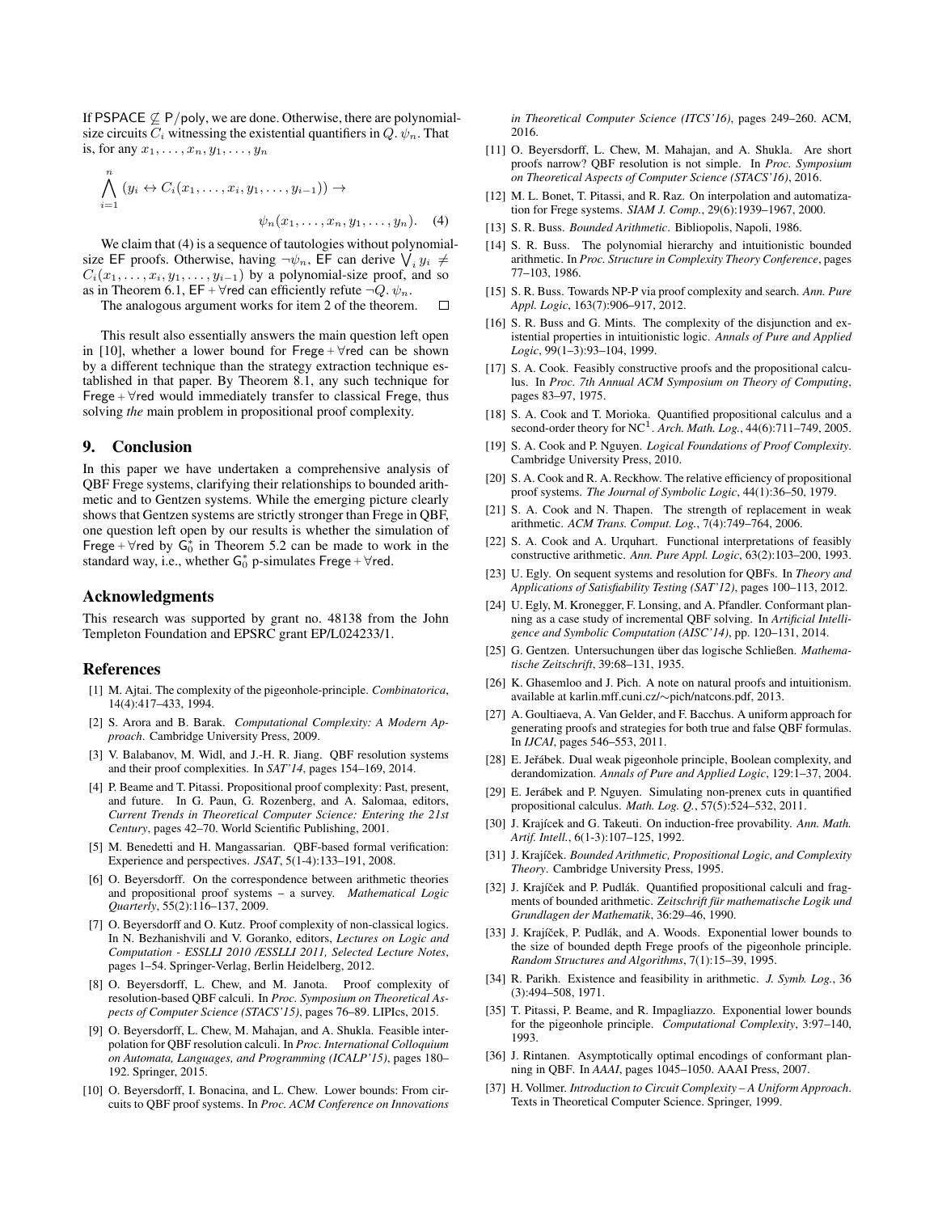If $\mathsf{PSPACE} \not\subseteq \mathsf{P/poly}$, we are done. Otherwise, there are polynomial-size circuits $C_i$ witnessing the existential quantifiers in $Q.\,\psi_n$. That is, for any $x_1, \ldots, x_n, y_1, \ldots, y_n$

$$\bigwedge_{i=1}^{n} (y_i \leftrightarrow C_i(x_1, \ldots, x_i, y_1, \ldots, y_{i-1})) \rightarrow \psi_n(x_1, \ldots, x_n, y_1, \ldots, y_n). \quad (4)$$

We claim that (4) is a sequence of tautologies without polynomial-size $\mathsf{EF}$ proofs. Otherwise, having $\neg\psi_n$, $\mathsf{EF}$ can derive $\bigvee_i y_i \neq C_i(x_1, \ldots, x_i, y_1, \ldots, y_{i-1})$ by a polynomial-size proof, and so as in Theorem 6.1, $\mathsf{EF} + \forall\mathsf{red}$ can efficiently refute $\neg Q.\,\psi_n$.

The analogous argument works for item 2 of the theorem. □

This result also essentially answers the main question left open in [10], whether a lower bound for $\mathsf{Frege} + \forall\mathsf{red}$ can be shown by a different technique than the strategy extraction technique established in that paper. By Theorem 8.1, any such technique for $\mathsf{Frege} + \forall\mathsf{red}$ would immediately transfer to classical $\mathsf{Frege}$, thus solving *the* main problem in propositional proof complexity.

## 9. Conclusion

In this paper we have undertaken a comprehensive analysis of QBF Frege systems, clarifying their relationships to bounded arithmetic and to Gentzen systems. While the emerging picture clearly shows that Gentzen systems are strictly stronger than Frege in QBF, one question left open by our results is whether the simulation of $\mathsf{Frege} + \forall\mathsf{red}$ by $\mathsf{G}_0^*$ in Theorem 5.2 can be made to work in the standard way, i.e., whether $\mathsf{G}_0^*$ p-simulates $\mathsf{Frege} + \forall\mathsf{red}$.

### Acknowledgments

This research was supported by grant no. 48138 from the John Templeton Foundation and EPSRC grant EP/L024233/1.

### References

[1] M. Ajtai. The complexity of the pigeonhole-principle. *Combinatorica*, 14(4):417–433, 1994.

[2] S. Arora and B. Barak. *Computational Complexity: A Modern Approach*. Cambridge University Press, 2009.

[3] V. Balabanov, M. Widl, and J.-H. R. Jiang. QBF resolution systems and their proof complexities. In *SAT'14*, pages 154–169, 2014.

[4] P. Beame and T. Pitassi. Propositional proof complexity: Past, present, and future. In G. Paun, G. Rozenberg, and A. Salomaa, editors, *Current Trends in Theoretical Computer Science: Entering the 21st Century*, pages 42–70. World Scientific Publishing, 2001.

[5] M. Benedetti and H. Mangassarian. QBF-based formal verification: Experience and perspectives. *JSAT*, 5(1-4):133–191, 2008.

[6] O. Beyersdorff. On the correspondence between arithmetic theories and propositional proof systems – a survey. *Mathematical Logic Quarterly*, 55(2):116–137, 2009.

[7] O. Beyersdorff and O. Kutz. Proof complexity of non-classical logics. In N. Bezhanishvili and V. Goranko, editors, *Lectures on Logic and Computation - ESSLLI 2010 /ESSLLI 2011, Selected Lecture Notes*, pages 1–54. Springer-Verlag, Berlin Heidelberg, 2012.

[8] O. Beyersdorff, L. Chew, and M. Janota. Proof complexity of resolution-based QBF calculi. In *Proc. Symposium on Theoretical Aspects of Computer Science (STACS'15)*, pages 76–89. LIPIcs, 2015.

[9] O. Beyersdorff, L. Chew, M. Mahajan, and A. Shukla. Feasible interpolation for QBF resolution calculi. In *Proc. International Colloquium on Automata, Languages, and Programming (ICALP'15)*, pages 180–192. Springer, 2015.

[10] O. Beyersdorff, I. Bonacina, and L. Chew. Lower bounds: From circuits to QBF proof systems. In *Proc. ACM Conference on Innovations in Theoretical Computer Science (ITCS'16)*, pages 249–260. ACM, 2016.

[11] O. Beyersdorff, L. Chew, M. Mahajan, and A. Shukla. Are short proofs narrow? QBF resolution is not simple. In *Proc. Symposium on Theoretical Aspects of Computer Science (STACS'16)*, 2016.

[12] M. L. Bonet, T. Pitassi, and R. Raz. On interpolation and automatization for Frege systems. *SIAM J. Comp.*, 29(6):1939–1967, 2000.

[13] S. R. Buss. *Bounded Arithmetic*. Bibliopolis, Napoli, 1986.

[14] S. R. Buss. The polynomial hierarchy and intuitionistic bounded arithmetic. In *Proc. Structure in Complexity Theory Conference*, pages 77–103, 1986.

[15] S. R. Buss. Towards NP-P via proof complexity and search. *Ann. Pure Appl. Logic*, 163(7):906–917, 2012.

[16] S. R. Buss and G. Mints. The complexity of the disjunction and existential properties in intuitionistic logic. *Annals of Pure and Applied Logic*, 99(1–3):93–104, 1999.

[17] S. A. Cook. Feasibly constructive proofs and the propositional calculus. In *Proc. 7th Annual ACM Symposium on Theory of Computing*, pages 83–97, 1975.

[18] S. A. Cook and T. Morioka. Quantified propositional calculus and a second-order theory for NC$^1$. *Arch. Math. Log.*, 44(6):711–749, 2005.

[19] S. A. Cook and P. Nguyen. *Logical Foundations of Proof Complexity*. Cambridge University Press, 2010.

[20] S. A. Cook and R. A. Reckhow. The relative efficiency of propositional proof systems. *The Journal of Symbolic Logic*, 44(1):36–50, 1979.

[21] S. A. Cook and N. Thapen. The strength of replacement in weak arithmetic. *ACM Trans. Comput. Log.*, 7(4):749–764, 2006.

[22] S. A. Cook and A. Urquhart. Functional interpretations of feasibly constructive arithmetic. *Ann. Pure Appl. Logic*, 63(2):103–200, 1993.

[23] U. Egly. On sequent systems and resolution for QBFs. In *Theory and Applications of Satisfiability Testing (SAT'12)*, pages 100–113, 2012.

[24] U. Egly, M. Kronegger, F. Lonsing, and A. Pfandler. Conformant planning as a case study of incremental QBF solving. In *Artificial Intelligence and Symbolic Computation (AISC'14)*, pp. 120–131, 2014.

[25] G. Gentzen. Untersuchungen über das logische Schließen. *Mathematische Zeitschrift*, 39:68–131, 1935.

[26] K. Ghasemloo and J. Pich. A note on natural proofs and intuitionism. available at karlin.mff.cuni.cz/∼pich/natcons.pdf, 2013.

[27] A. Goultiaeva, A. Van Gelder, and F. Bacchus. A uniform approach for generating proofs and strategies for both true and false QBF formulas. In *IJCAI*, pages 546–553, 2011.

[28] E. Jeřábek. Dual weak pigeonhole principle, Boolean complexity, and derandomization. *Annals of Pure and Applied Logic*, 129:1–37, 2004.

[29] E. Jerábek and P. Nguyen. Simulating non-prenex cuts in quantified propositional calculus. *Math. Log. Q.*, 57(5):524–532, 2011.

[30] J. Krajícek and G. Takeuti. On induction-free provability. *Ann. Math. Artif. Intell.*, 6(1-3):107–125, 1992.

[31] J. Krajíček. *Bounded Arithmetic, Propositional Logic, and Complexity Theory*. Cambridge University Press, 1995.

[32] J. Krajíček and P. Pudlák. Quantified propositional calculi and fragments of bounded arithmetic. *Zeitschrift für mathematische Logik und Grundlagen der Mathematik*, 36:29–46, 1990.

[33] J. Krajíček, P. Pudlák, and A. Woods. Exponential lower bounds to the size of bounded depth Frege proofs of the pigeonhole principle. *Random Structures and Algorithms*, 7(1):15–39, 1995.

[34] R. Parikh. Existence and feasibility in arithmetic. *J. Symb. Log.*, 36 (3):494–508, 1971.

[35] T. Pitassi, P. Beame, and R. Impagliazzo. Exponential lower bounds for the pigeonhole principle. *Computational Complexity*, 3:97–140, 1993.

[36] J. Rintanen. Asymptotically optimal encodings of conformant planning in QBF. In *AAAI*, pages 1045–1050. AAAI Press, 2007.

[37] H. Vollmer. *Introduction to Circuit Complexity – A Uniform Approach*. Texts in Theoretical Computer Science. Springer, 1999.